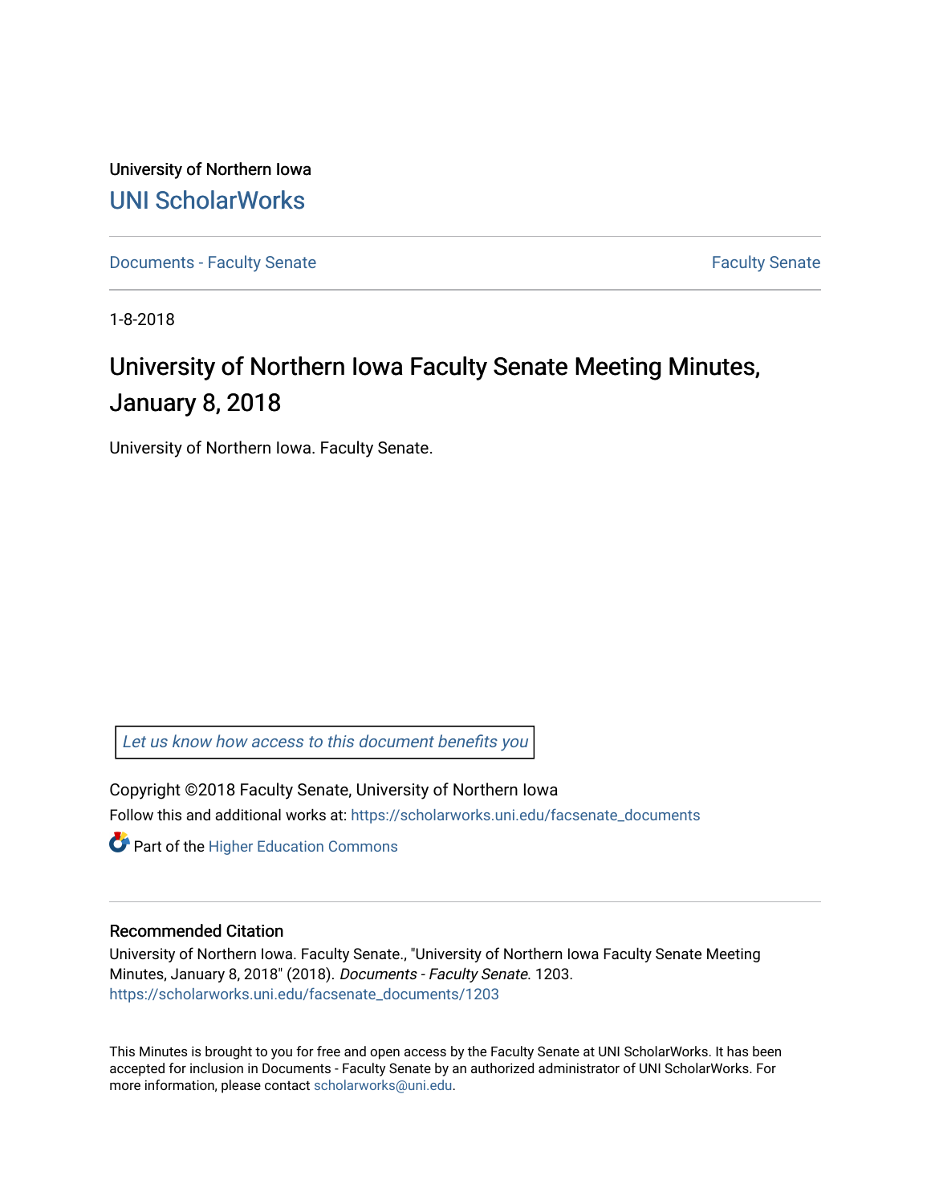University of Northern Iowa

# UNI ScholarWorks

Documents - Faculty Senate

Faculty Senate

1-8-2018

# University of Northern Iowa Faculty Senate Meeting Minutes, January 8, 2018

University of Northern Iowa. Faculty Senate.

Let us know how access to this document benefits you

Copyright ©2018 Faculty Senate, University of Northern Iowa

Follow this and additional works at: https://scholarworks.uni.edu/facsenate_documents

Part of the Higher Education Commons

## Recommended Citation

University of Northern Iowa. Faculty Senate., "University of Northern Iowa Faculty Senate Meeting Minutes, January 8, 2018" (2018). *Documents - Faculty Senate*. 1203.
https://scholarworks.uni.edu/facsenate_documents/1203

This Minutes is brought to you for free and open access by the Faculty Senate at UNI ScholarWorks. It has been accepted for inclusion in Documents - Faculty Senate by an authorized administrator of UNI ScholarWorks. For more information, please contact scholarworks@uni.edu.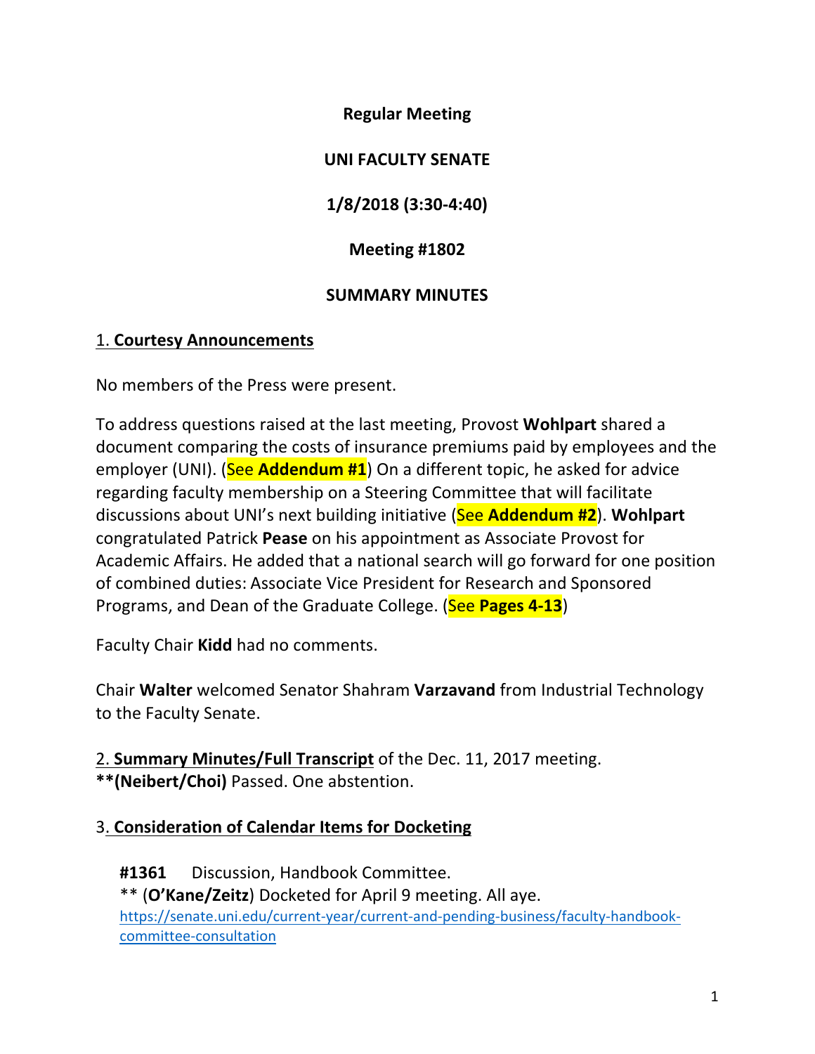**Regular Meeting**

**UNI FACULTY SENATE**

**1/8/2018 (3:30-4:40)**

**Meeting #1802**

**SUMMARY MINUTES**

1. **Courtesy Announcements**

No members of the Press were present.

To address questions raised at the last meeting, Provost **Wohlpart** shared a document comparing the costs of insurance premiums paid by employees and the employer (UNI). (See **Addendum #1**) On a different topic, he asked for advice regarding faculty membership on a Steering Committee that will facilitate discussions about UNI's next building initiative (See **Addendum #2**). **Wohlpart** congratulated Patrick **Pease** on his appointment as Associate Provost for Academic Affairs. He added that a national search will go forward for one position of combined duties: Associate Vice President for Research and Sponsored Programs, and Dean of the Graduate College. (See **Pages 4-13**)

Faculty Chair **Kidd** had no comments.

Chair **Walter** welcomed Senator Shahram **Varzavand** from Industrial Technology to the Faculty Senate.

2. **Summary Minutes/Full Transcript** of the Dec. 11, 2017 meeting.
****(Neibert/Choi)** Passed. One abstention.

3. **Consideration of Calendar Items for Docketing**

**#1361** Discussion, Handbook Committee.
** (**O'Kane/Zeitz**) Docketed for April 9 meeting. All aye.
https://senate.uni.edu/current-year/current-and-pending-business/faculty-handbook-committee-consultation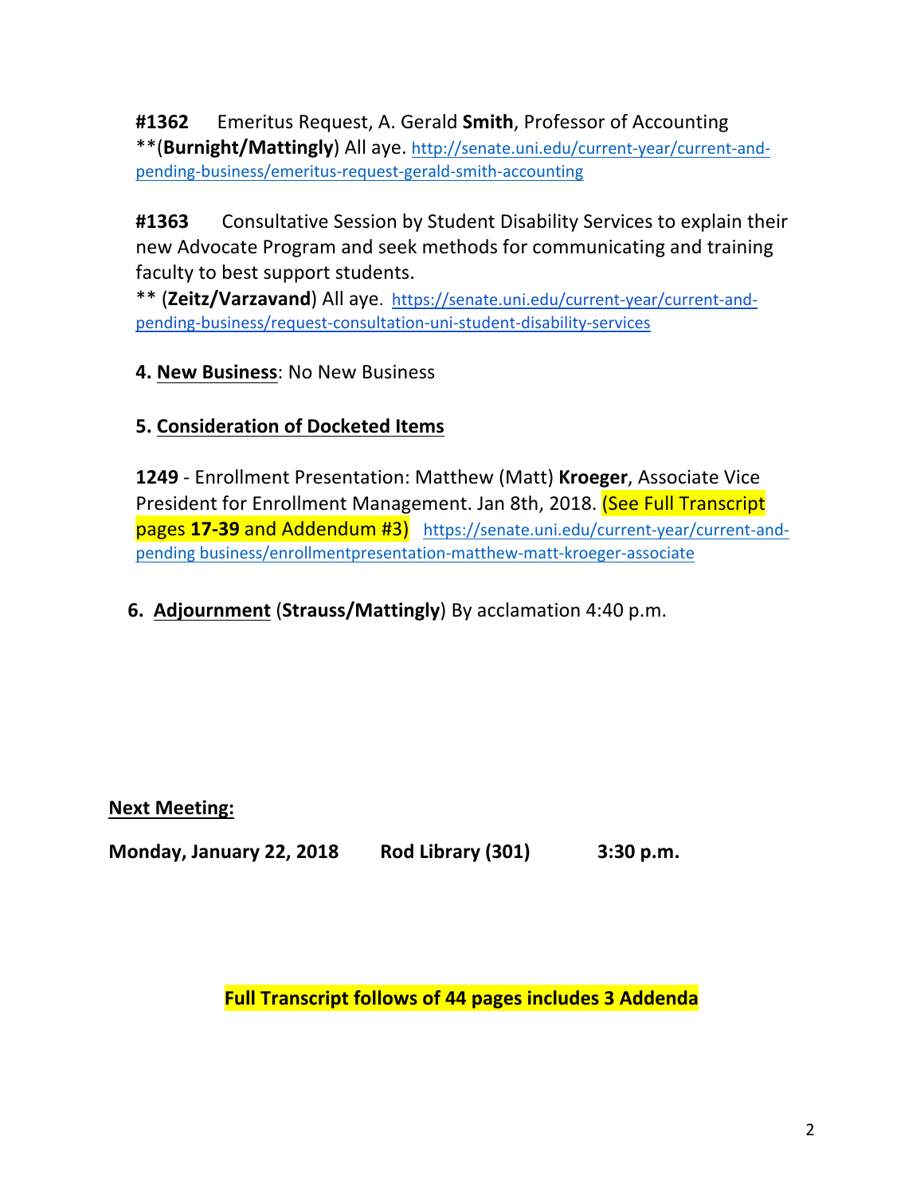**#1362** Emeritus Request, A. Gerald **Smith**, Professor of Accounting
**(**Burnight/Mattingly**) All aye. http://senate.uni.edu/current-year/current-and-pending-business/emeritus-request-gerald-smith-accounting

**#1363** Consultative Session by Student Disability Services to explain their new Advocate Program and seek methods for communicating and training faculty to best support students.
** (**Zeitz/Varzavand**) All aye. https://senate.uni.edu/current-year/current-and-pending-business/request-consultation-uni-student-disability-services

**4. New Business**: No New Business

**5. Consideration of Docketed Items**

**1249** - Enrollment Presentation: Matthew (Matt) **Kroeger**, Associate Vice President for Enrollment Management. Jan 8th, 2018. (See Full Transcript pages **17-39** and Addendum #3) https://senate.uni.edu/current-year/current-and-pending business/enrollmentpresentation-matthew-matt-kroeger-associate

**6. Adjournment** (**Strauss/Mattingly**) By acclamation 4:40 p.m.

**Next Meeting:**

**Monday, January 22, 2018 Rod Library (301) 3:30 p.m.**

**Full Transcript follows of 44 pages includes 3 Addenda**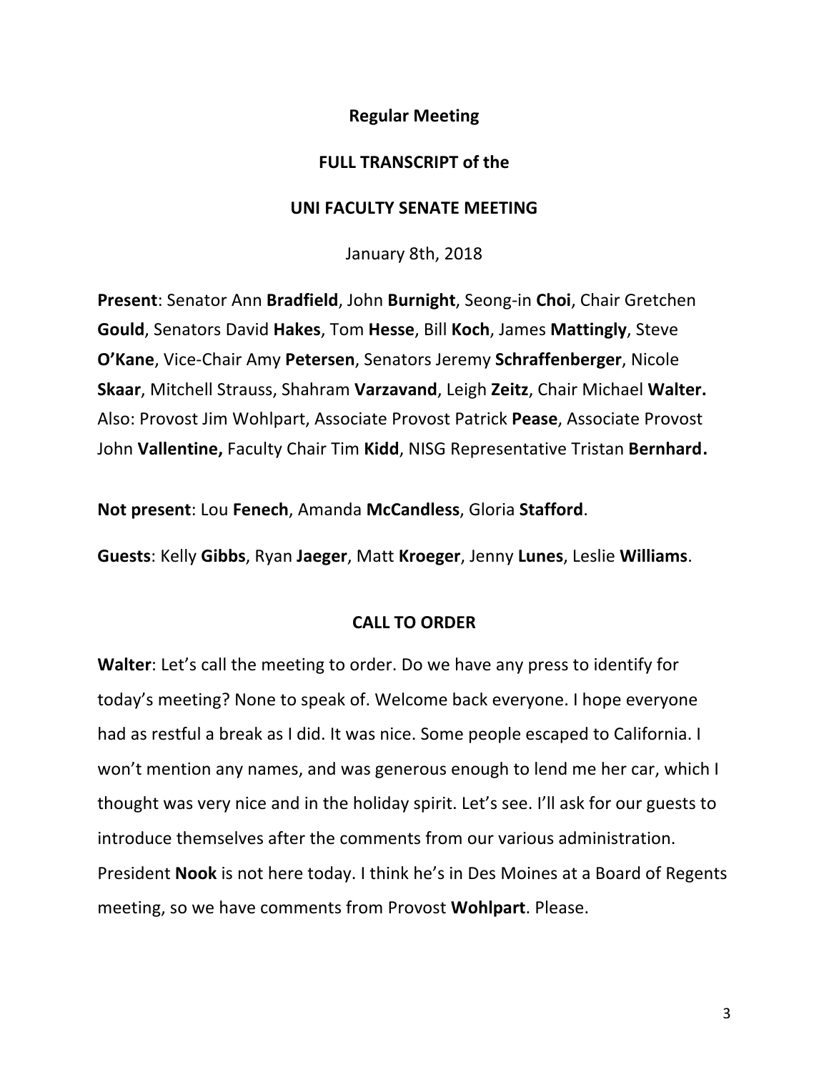**Regular Meeting**

**FULL TRANSCRIPT of the**

**UNI FACULTY SENATE MEETING**

January 8th, 2018

**Present**: Senator Ann **Bradfield**, John **Burnight**, Seong-in **Choi**, Chair Gretchen **Gould**, Senators David **Hakes**, Tom **Hesse**, Bill **Koch**, James **Mattingly**, Steve **O'Kane**, Vice-Chair Amy **Petersen**, Senators Jeremy **Schraffenberger**, Nicole **Skaar**, Mitchell Strauss, Shahram **Varzavand**, Leigh **Zeitz**, Chair Michael **Walter.** Also: Provost Jim Wohlpart, Associate Provost Patrick **Pease**, Associate Provost John **Vallentine,** Faculty Chair Tim **Kidd**, NISG Representative Tristan **Bernhard.**

**Not present**: Lou **Fenech**, Amanda **McCandless**, Gloria **Stafford**.

**Guests**: Kelly **Gibbs**, Ryan **Jaeger**, Matt **Kroeger**, Jenny **Lunes**, Leslie **Williams**.

**CALL TO ORDER**

**Walter**: Let's call the meeting to order. Do we have any press to identify for today's meeting? None to speak of. Welcome back everyone. I hope everyone had as restful a break as I did. It was nice. Some people escaped to California. I won't mention any names, and was generous enough to lend me her car, which I thought was very nice and in the holiday spirit. Let's see. I'll ask for our guests to introduce themselves after the comments from our various administration. President **Nook** is not here today. I think he's in Des Moines at a Board of Regents meeting, so we have comments from Provost **Wohlpart**. Please.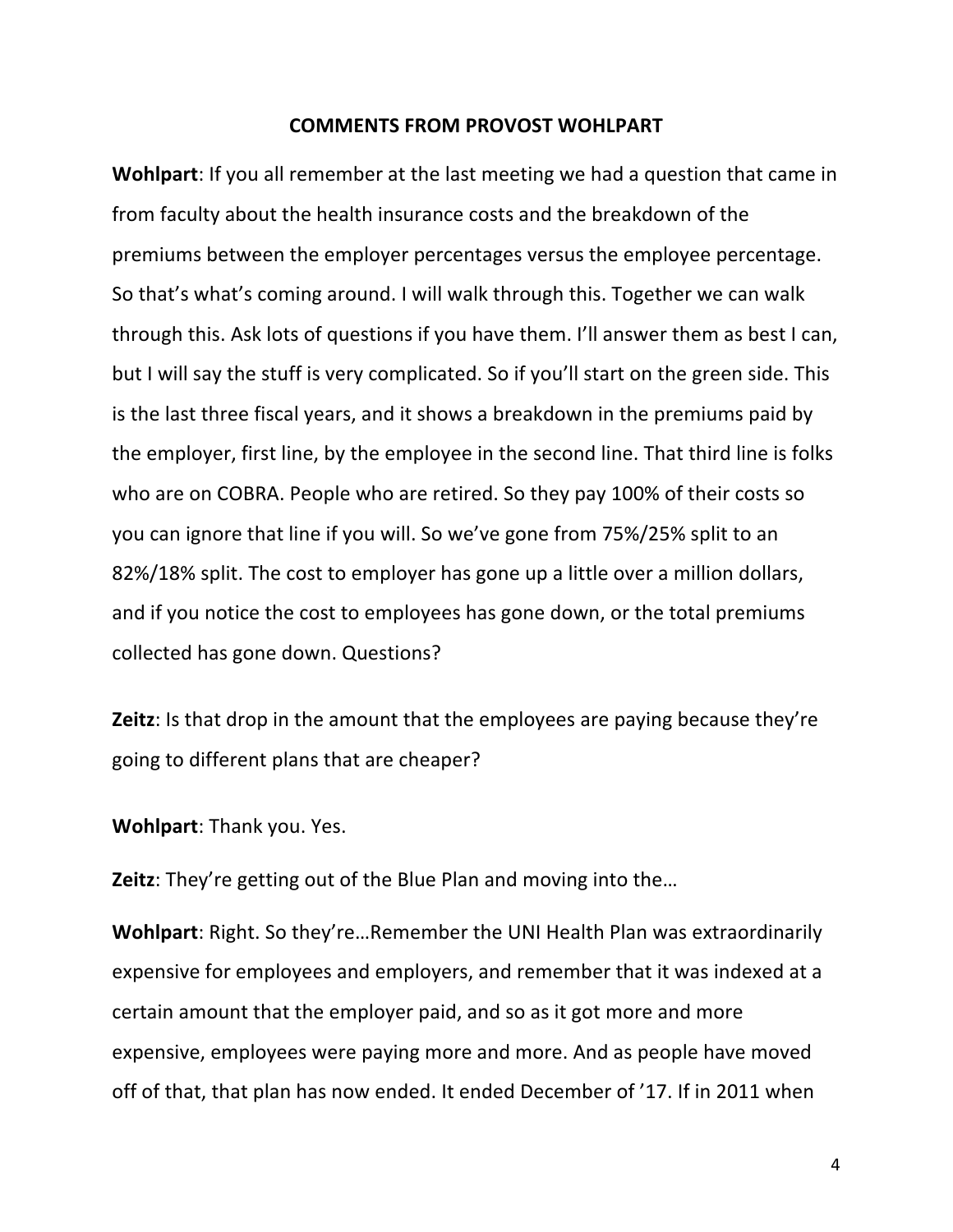## COMMENTS FROM PROVOST WOHLPART

**Wohlpart**: If you all remember at the last meeting we had a question that came in from faculty about the health insurance costs and the breakdown of the premiums between the employer percentages versus the employee percentage. So that's what's coming around. I will walk through this. Together we can walk through this. Ask lots of questions if you have them. I'll answer them as best I can, but I will say the stuff is very complicated. So if you'll start on the green side. This is the last three fiscal years, and it shows a breakdown in the premiums paid by the employer, first line, by the employee in the second line. That third line is folks who are on COBRA. People who are retired. So they pay 100% of their costs so you can ignore that line if you will. So we've gone from 75%/25% split to an 82%/18% split. The cost to employer has gone up a little over a million dollars, and if you notice the cost to employees has gone down, or the total premiums collected has gone down. Questions?

**Zeitz**: Is that drop in the amount that the employees are paying because they're going to different plans that are cheaper?

**Wohlpart**: Thank you. Yes.

**Zeitz**: They're getting out of the Blue Plan and moving into the…

**Wohlpart**: Right. So they're…Remember the UNI Health Plan was extraordinarily expensive for employees and employers, and remember that it was indexed at a certain amount that the employer paid, and so as it got more and more expensive, employees were paying more and more. And as people have moved off of that, that plan has now ended. It ended December of '17. If in 2011 when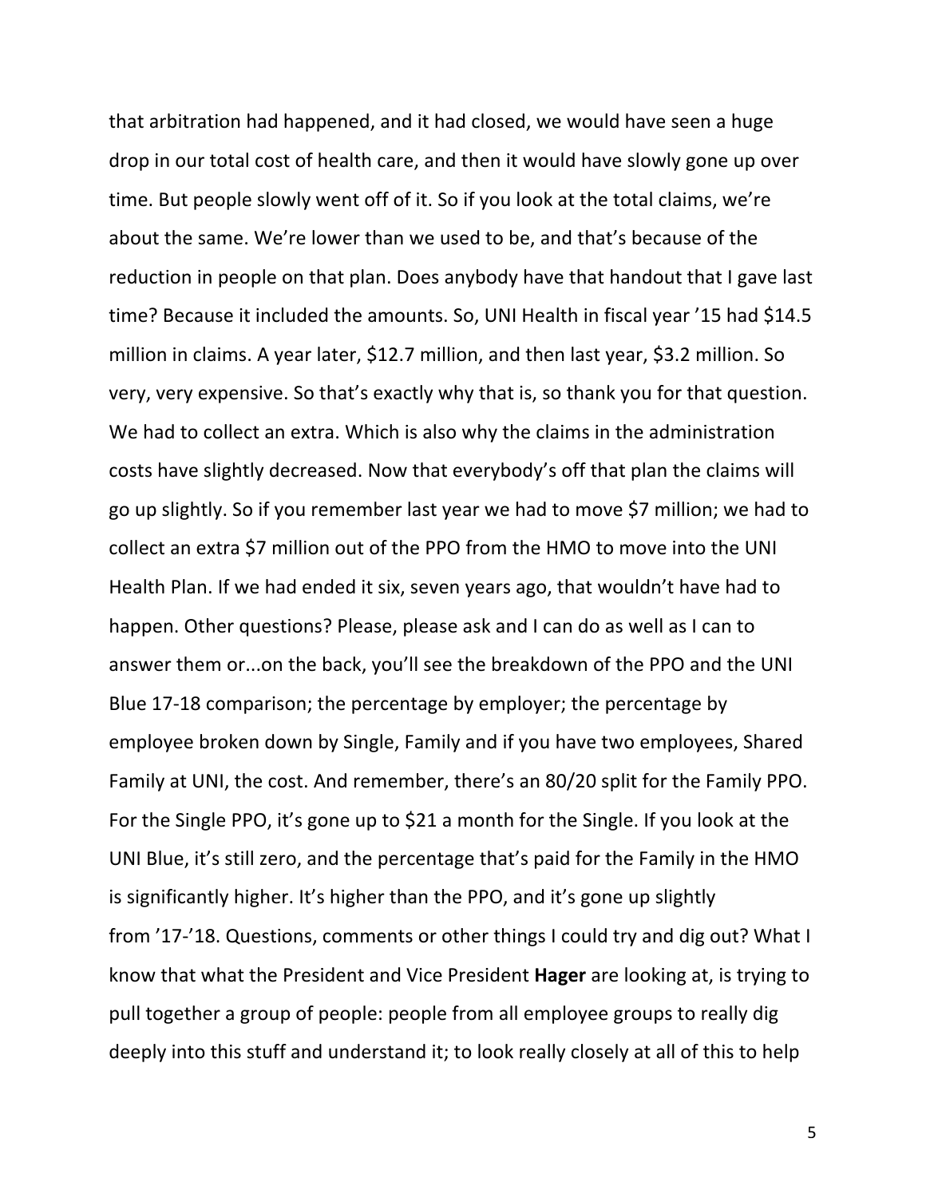that arbitration had happened, and it had closed, we would have seen a huge drop in our total cost of health care, and then it would have slowly gone up over time. But people slowly went off of it. So if you look at the total claims, we're about the same. We're lower than we used to be, and that's because of the reduction in people on that plan. Does anybody have that handout that I gave last time? Because it included the amounts. So, UNI Health in fiscal year '15 had $14.5 million in claims. A year later, $12.7 million, and then last year, $3.2 million. So very, very expensive. So that's exactly why that is, so thank you for that question. We had to collect an extra. Which is also why the claims in the administration costs have slightly decreased. Now that everybody's off that plan the claims will go up slightly. So if you remember last year we had to move $7 million; we had to collect an extra $7 million out of the PPO from the HMO to move into the UNI Health Plan. If we had ended it six, seven years ago, that wouldn't have had to happen. Other questions? Please, please ask and I can do as well as I can to answer them or...on the back, you'll see the breakdown of the PPO and the UNI Blue 17-18 comparison; the percentage by employer; the percentage by employee broken down by Single, Family and if you have two employees, Shared Family at UNI, the cost. And remember, there's an 80/20 split for the Family PPO. For the Single PPO, it's gone up to $21 a month for the Single. If you look at the UNI Blue, it's still zero, and the percentage that's paid for the Family in the HMO is significantly higher. It's higher than the PPO, and it's gone up slightly from '17-'18. Questions, comments or other things I could try and dig out? What I know that what the President and Vice President **Hager** are looking at, is trying to pull together a group of people: people from all employee groups to really dig deeply into this stuff and understand it; to look really closely at all of this to help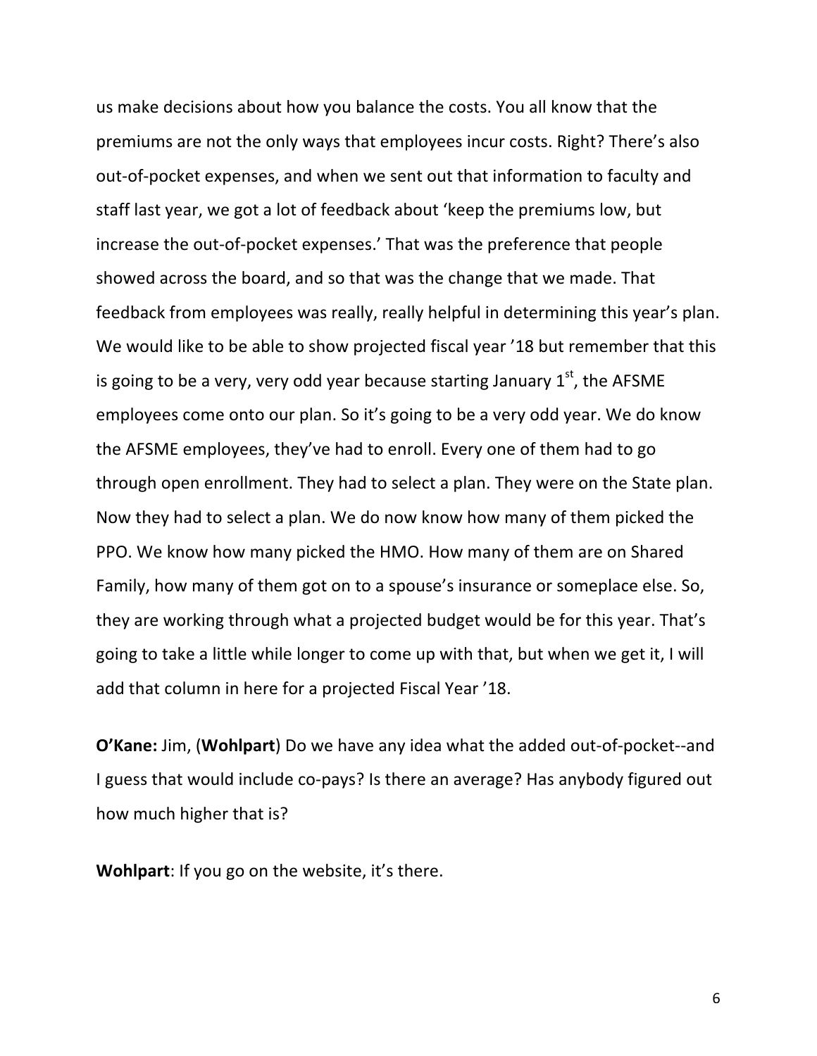us make decisions about how you balance the costs. You all know that the premiums are not the only ways that employees incur costs. Right? There's also out-of-pocket expenses, and when we sent out that information to faculty and staff last year, we got a lot of feedback about 'keep the premiums low, but increase the out-of-pocket expenses.' That was the preference that people showed across the board, and so that was the change that we made. That feedback from employees was really, really helpful in determining this year's plan. We would like to be able to show projected fiscal year '18 but remember that this is going to be a very, very odd year because starting January 1st, the AFSME employees come onto our plan. So it's going to be a very odd year. We do know the AFSME employees, they've had to enroll. Every one of them had to go through open enrollment. They had to select a plan. They were on the State plan. Now they had to select a plan. We do now know how many of them picked the PPO. We know how many picked the HMO. How many of them are on Shared Family, how many of them got on to a spouse's insurance or someplace else. So, they are working through what a projected budget would be for this year. That's going to take a little while longer to come up with that, but when we get it, I will add that column in here for a projected Fiscal Year '18.

**O'Kane:** Jim, (**Wohlpart**) Do we have any idea what the added out-of-pocket--and I guess that would include co-pays? Is there an average? Has anybody figured out how much higher that is?

**Wohlpart**: If you go on the website, it's there.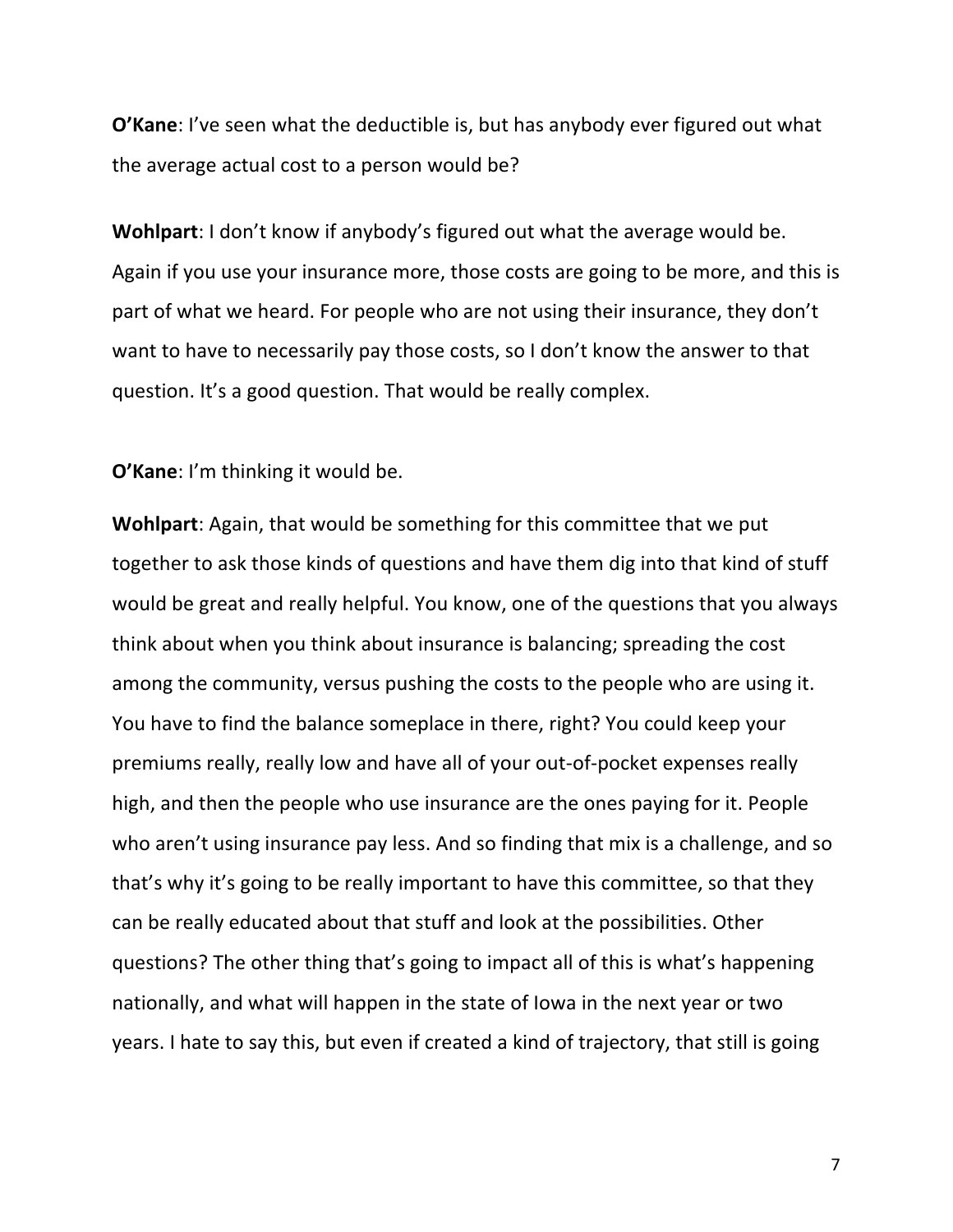**O'Kane**: I've seen what the deductible is, but has anybody ever figured out what the average actual cost to a person would be?

**Wohlpart**: I don't know if anybody's figured out what the average would be. Again if you use your insurance more, those costs are going to be more, and this is part of what we heard. For people who are not using their insurance, they don't want to have to necessarily pay those costs, so I don't know the answer to that question. It's a good question. That would be really complex.

**O'Kane**: I'm thinking it would be.

**Wohlpart**: Again, that would be something for this committee that we put together to ask those kinds of questions and have them dig into that kind of stuff would be great and really helpful. You know, one of the questions that you always think about when you think about insurance is balancing; spreading the cost among the community, versus pushing the costs to the people who are using it. You have to find the balance someplace in there, right? You could keep your premiums really, really low and have all of your out-of-pocket expenses really high, and then the people who use insurance are the ones paying for it. People who aren't using insurance pay less. And so finding that mix is a challenge, and so that's why it's going to be really important to have this committee, so that they can be really educated about that stuff and look at the possibilities. Other questions? The other thing that's going to impact all of this is what's happening nationally, and what will happen in the state of Iowa in the next year or two years. I hate to say this, but even if created a kind of trajectory, that still is going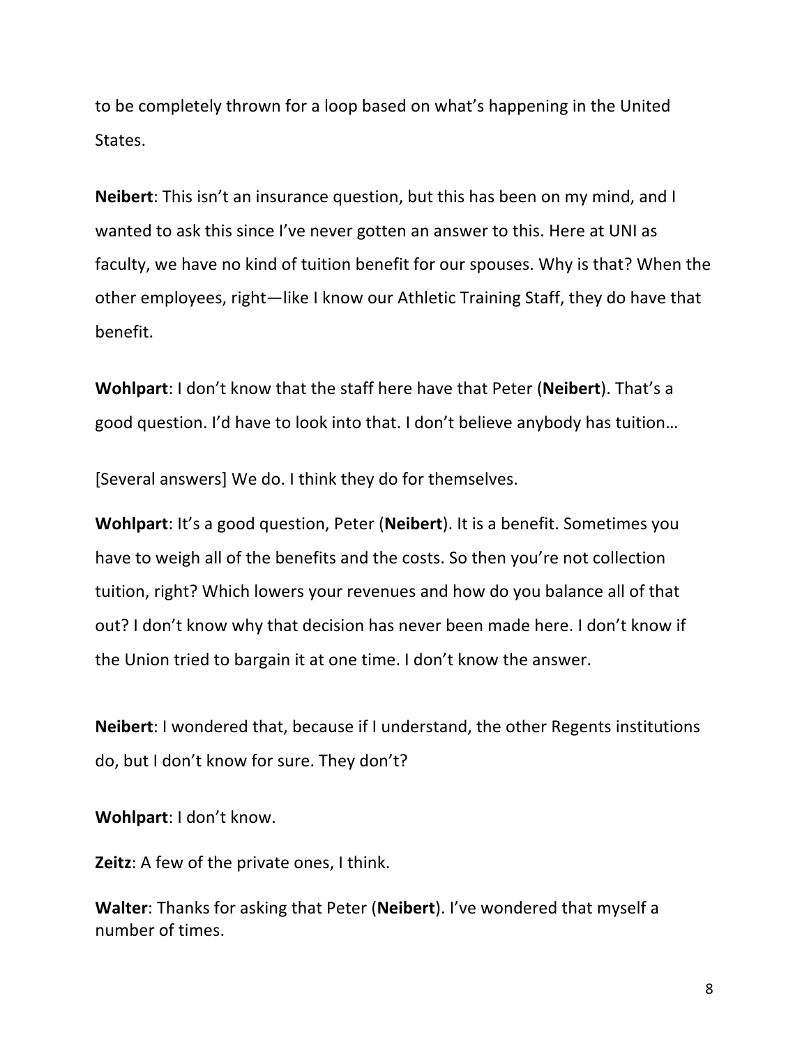to be completely thrown for a loop based on what's happening in the United States.

**Neibert**: This isn't an insurance question, but this has been on my mind, and I wanted to ask this since I've never gotten an answer to this. Here at UNI as faculty, we have no kind of tuition benefit for our spouses. Why is that? When the other employees, right—like I know our Athletic Training Staff, they do have that benefit.

**Wohlpart**: I don't know that the staff here have that Peter (**Neibert**). That's a good question. I'd have to look into that. I don't believe anybody has tuition…

[Several answers] We do. I think they do for themselves.

**Wohlpart**: It's a good question, Peter (**Neibert**). It is a benefit. Sometimes you have to weigh all of the benefits and the costs. So then you're not collection tuition, right? Which lowers your revenues and how do you balance all of that out? I don't know why that decision has never been made here. I don't know if the Union tried to bargain it at one time. I don't know the answer.

**Neibert**: I wondered that, because if I understand, the other Regents institutions do, but I don't know for sure. They don't?

**Wohlpart**: I don't know.

**Zeitz**: A few of the private ones, I think.

**Walter**: Thanks for asking that Peter (**Neibert**). I've wondered that myself a number of times.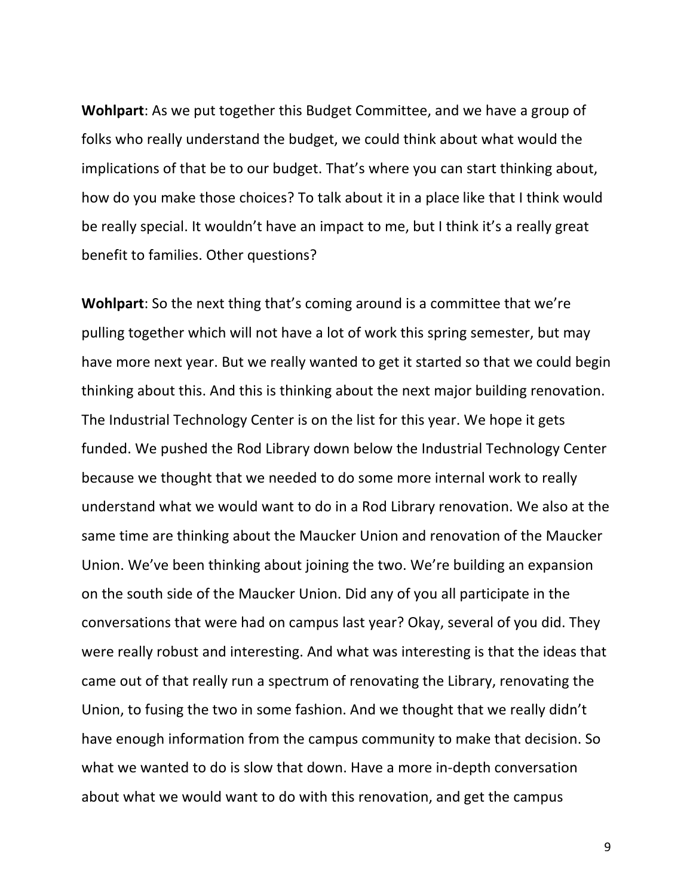**Wohlpart**: As we put together this Budget Committee, and we have a group of folks who really understand the budget, we could think about what would the implications of that be to our budget. That's where you can start thinking about, how do you make those choices? To talk about it in a place like that I think would be really special. It wouldn't have an impact to me, but I think it's a really great benefit to families. Other questions?

**Wohlpart**: So the next thing that's coming around is a committee that we're pulling together which will not have a lot of work this spring semester, but may have more next year. But we really wanted to get it started so that we could begin thinking about this. And this is thinking about the next major building renovation. The Industrial Technology Center is on the list for this year. We hope it gets funded. We pushed the Rod Library down below the Industrial Technology Center because we thought that we needed to do some more internal work to really understand what we would want to do in a Rod Library renovation. We also at the same time are thinking about the Maucker Union and renovation of the Maucker Union. We've been thinking about joining the two. We're building an expansion on the south side of the Maucker Union. Did any of you all participate in the conversations that were had on campus last year? Okay, several of you did. They were really robust and interesting. And what was interesting is that the ideas that came out of that really run a spectrum of renovating the Library, renovating the Union, to fusing the two in some fashion. And we thought that we really didn't have enough information from the campus community to make that decision. So what we wanted to do is slow that down. Have a more in-depth conversation about what we would want to do with this renovation, and get the campus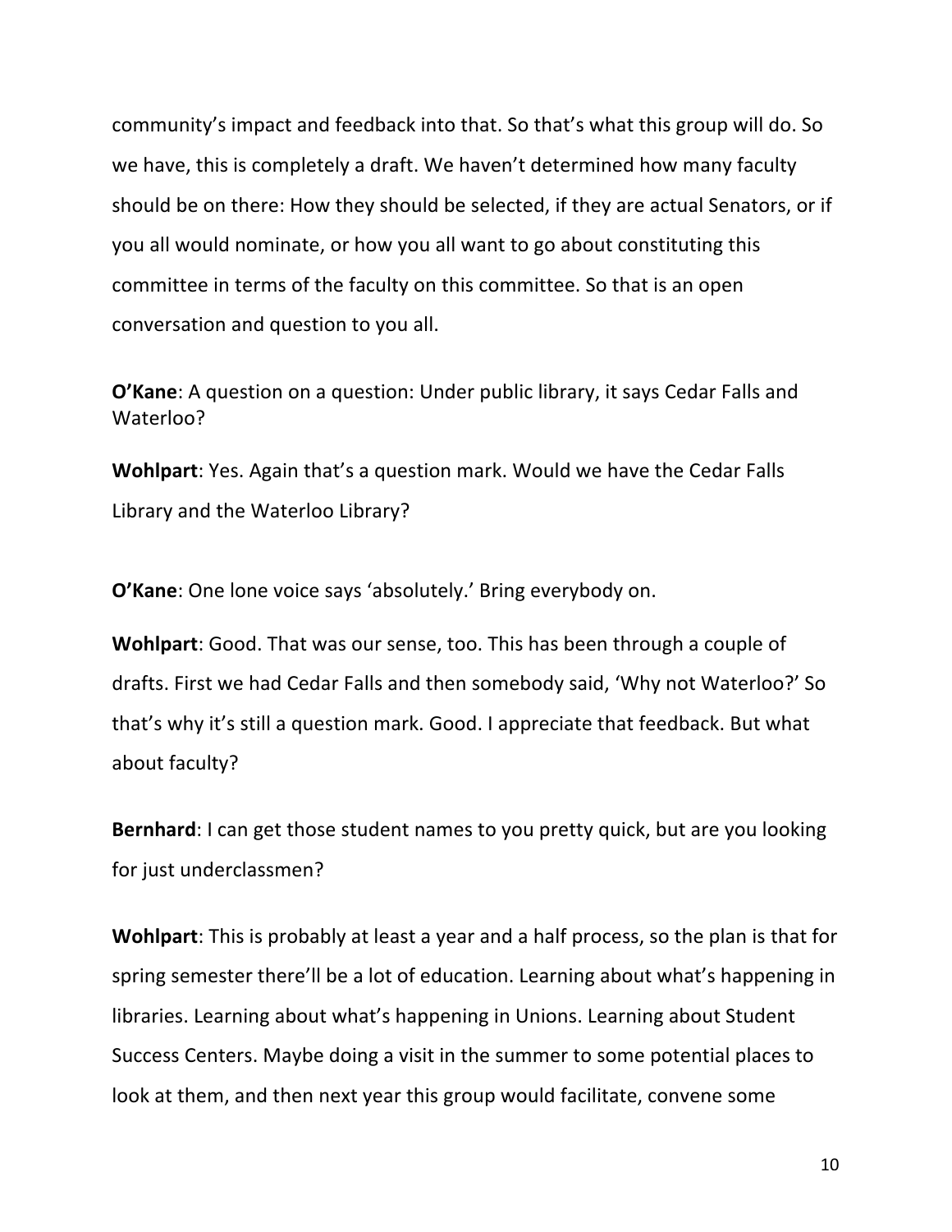community's impact and feedback into that. So that's what this group will do. So we have, this is completely a draft. We haven't determined how many faculty should be on there: How they should be selected, if they are actual Senators, or if you all would nominate, or how you all want to go about constituting this committee in terms of the faculty on this committee. So that is an open conversation and question to you all.

**O'Kane**: A question on a question: Under public library, it says Cedar Falls and Waterloo?

**Wohlpart**: Yes. Again that's a question mark. Would we have the Cedar Falls Library and the Waterloo Library?

**O'Kane**: One lone voice says 'absolutely.' Bring everybody on.

**Wohlpart**: Good. That was our sense, too. This has been through a couple of drafts. First we had Cedar Falls and then somebody said, 'Why not Waterloo?' So that's why it's still a question mark. Good. I appreciate that feedback. But what about faculty?

**Bernhard**: I can get those student names to you pretty quick, but are you looking for just underclassmen?

**Wohlpart**: This is probably at least a year and a half process, so the plan is that for spring semester there'll be a lot of education. Learning about what's happening in libraries. Learning about what's happening in Unions. Learning about Student Success Centers. Maybe doing a visit in the summer to some potential places to look at them, and then next year this group would facilitate, convene some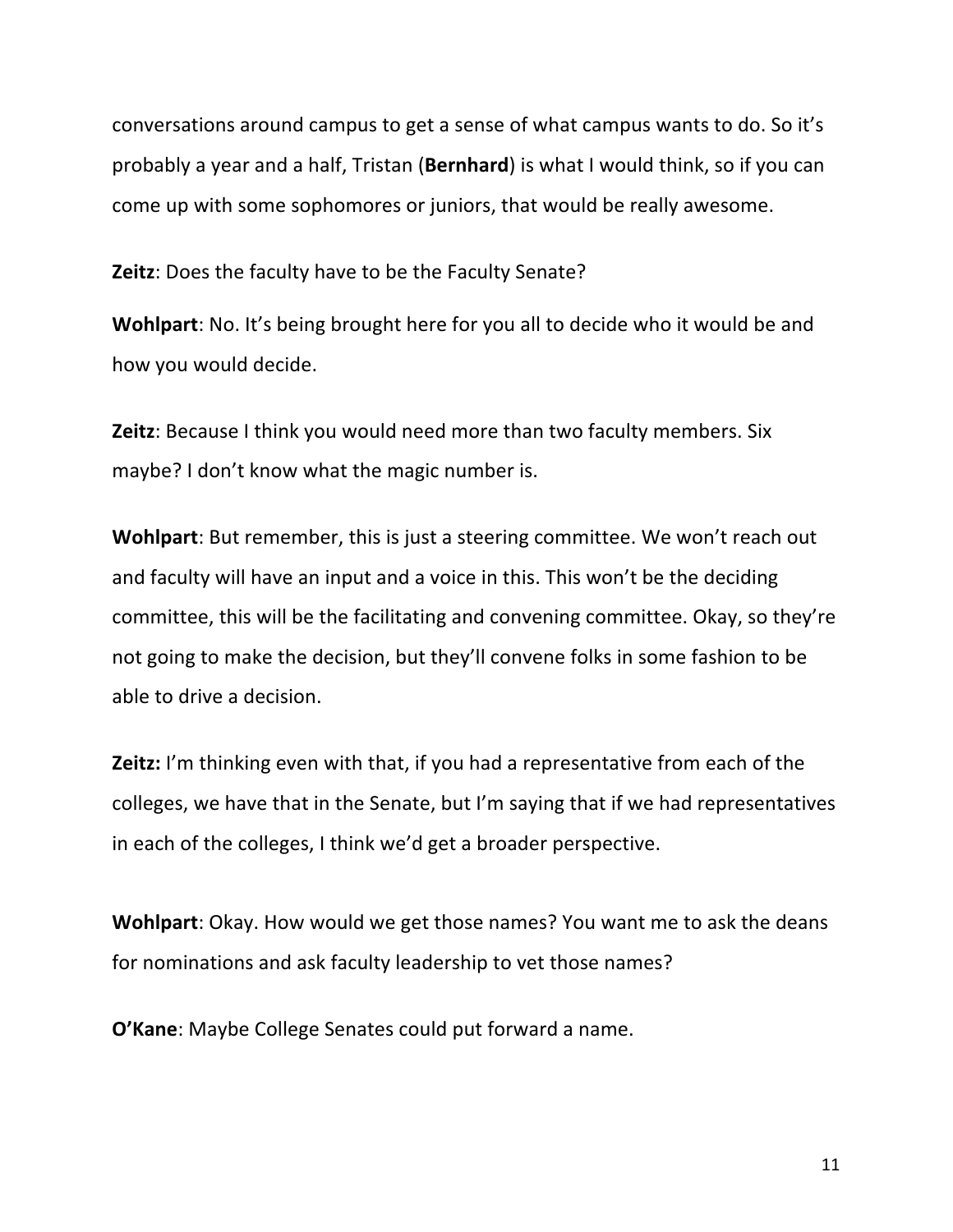conversations around campus to get a sense of what campus wants to do. So it's probably a year and a half, Tristan (**Bernhard**) is what I would think, so if you can come up with some sophomores or juniors, that would be really awesome.

**Zeitz**: Does the faculty have to be the Faculty Senate?

**Wohlpart**: No. It's being brought here for you all to decide who it would be and how you would decide.

**Zeitz**: Because I think you would need more than two faculty members. Six maybe? I don't know what the magic number is.

**Wohlpart**: But remember, this is just a steering committee. We won't reach out and faculty will have an input and a voice in this. This won't be the deciding committee, this will be the facilitating and convening committee. Okay, so they're not going to make the decision, but they'll convene folks in some fashion to be able to drive a decision.

**Zeitz:** I'm thinking even with that, if you had a representative from each of the colleges, we have that in the Senate, but I'm saying that if we had representatives in each of the colleges, I think we'd get a broader perspective.

**Wohlpart**: Okay. How would we get those names? You want me to ask the deans for nominations and ask faculty leadership to vet those names?

**O'Kane**: Maybe College Senates could put forward a name.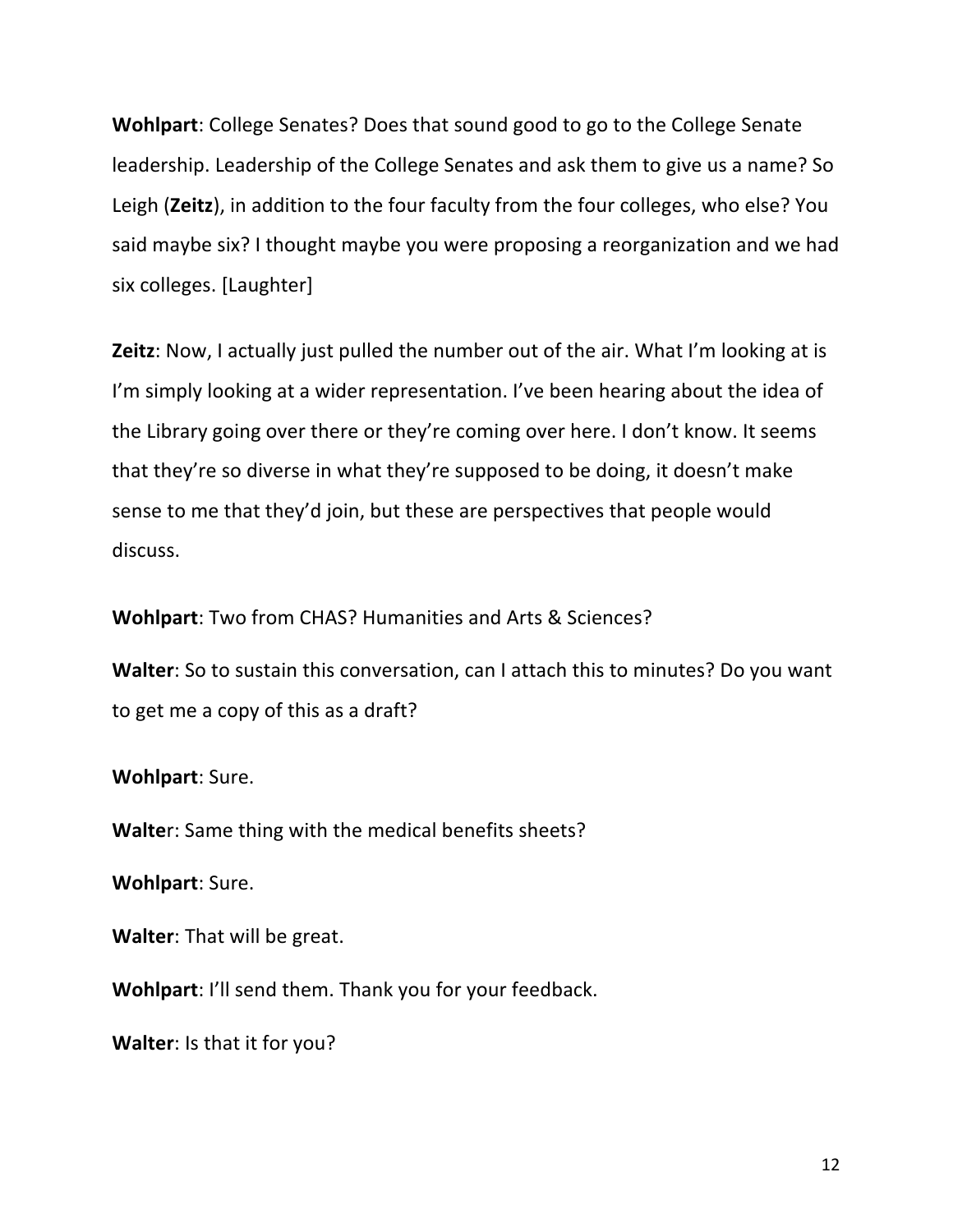**Wohlpart**: College Senates? Does that sound good to go to the College Senate leadership. Leadership of the College Senates and ask them to give us a name? So Leigh (**Zeitz**), in addition to the four faculty from the four colleges, who else? You said maybe six? I thought maybe you were proposing a reorganization and we had six colleges. [Laughter]

**Zeitz**: Now, I actually just pulled the number out of the air. What I'm looking at is I'm simply looking at a wider representation. I've been hearing about the idea of the Library going over there or they're coming over here. I don't know. It seems that they're so diverse in what they're supposed to be doing, it doesn't make sense to me that they'd join, but these are perspectives that people would discuss.

**Wohlpart**: Two from CHAS? Humanities and Arts & Sciences?

**Walter**: So to sustain this conversation, can I attach this to minutes? Do you want to get me a copy of this as a draft?

**Wohlpart**: Sure.

**Walter**: Same thing with the medical benefits sheets?

**Wohlpart**: Sure.

**Walter**: That will be great.

**Wohlpart**: I'll send them. Thank you for your feedback.

**Walter**: Is that it for you?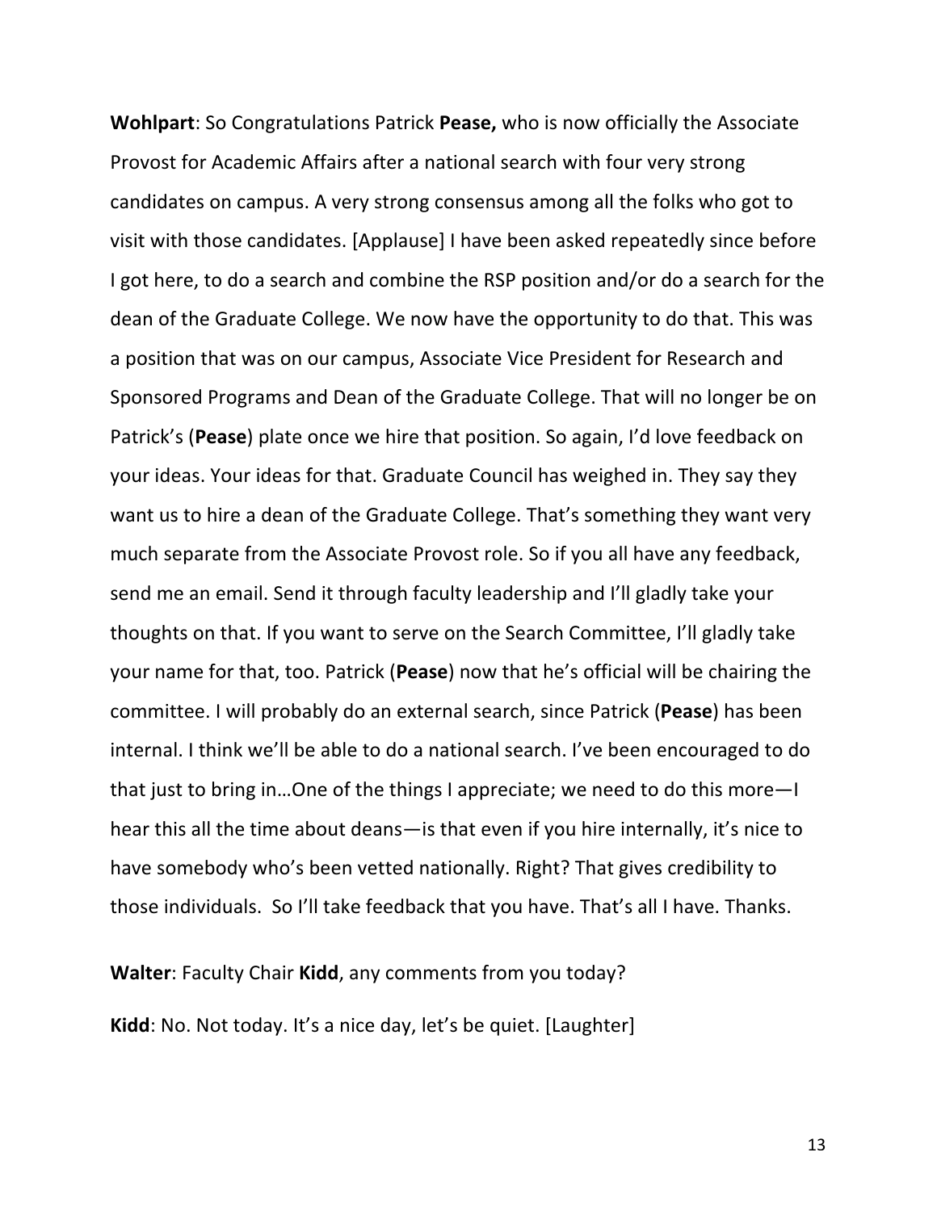**Wohlpart**: So Congratulations Patrick **Pease,** who is now officially the Associate Provost for Academic Affairs after a national search with four very strong candidates on campus. A very strong consensus among all the folks who got to visit with those candidates. [Applause] I have been asked repeatedly since before I got here, to do a search and combine the RSP position and/or do a search for the dean of the Graduate College. We now have the opportunity to do that. This was a position that was on our campus, Associate Vice President for Research and Sponsored Programs and Dean of the Graduate College. That will no longer be on Patrick's (**Pease**) plate once we hire that position. So again, I'd love feedback on your ideas. Your ideas for that. Graduate Council has weighed in. They say they want us to hire a dean of the Graduate College. That's something they want very much separate from the Associate Provost role. So if you all have any feedback, send me an email. Send it through faculty leadership and I'll gladly take your thoughts on that. If you want to serve on the Search Committee, I'll gladly take your name for that, too. Patrick (**Pease**) now that he's official will be chairing the committee. I will probably do an external search, since Patrick (**Pease**) has been internal. I think we'll be able to do a national search. I've been encouraged to do that just to bring in…One of the things I appreciate; we need to do this more—I hear this all the time about deans—is that even if you hire internally, it's nice to have somebody who's been vetted nationally. Right? That gives credibility to those individuals. So I'll take feedback that you have. That's all I have. Thanks.

**Walter**: Faculty Chair **Kidd**, any comments from you today?

**Kidd**: No. Not today. It's a nice day, let's be quiet. [Laughter]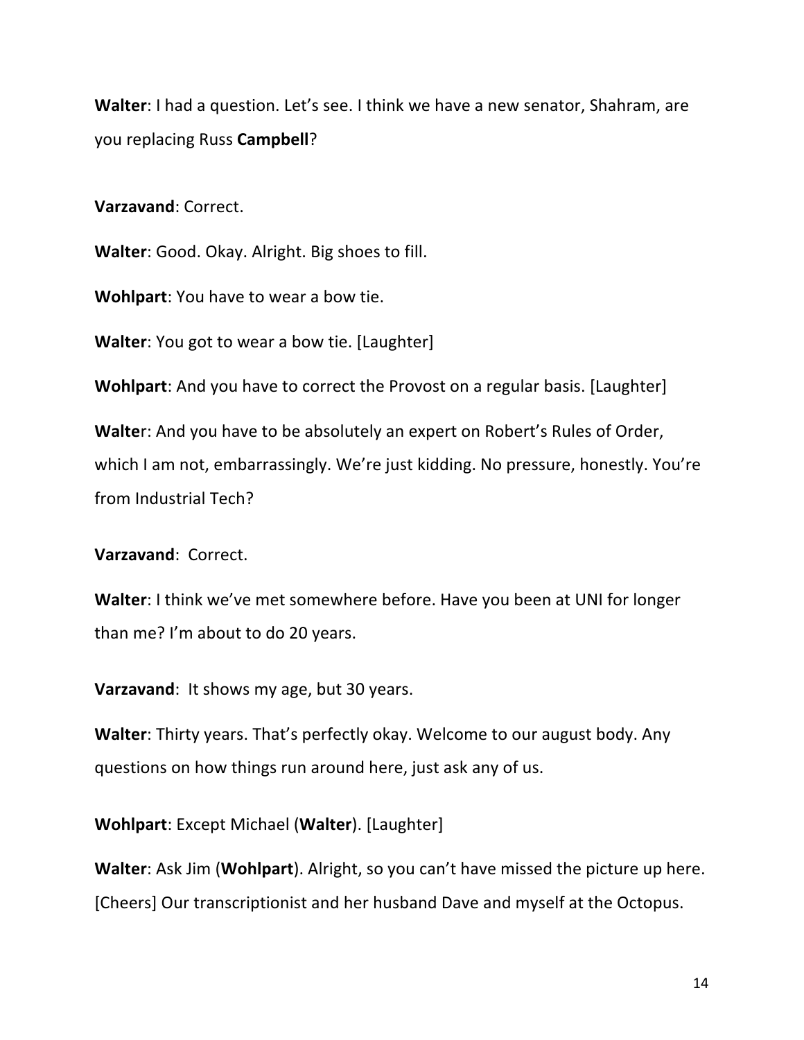**Walter**: I had a question. Let's see. I think we have a new senator, Shahram, are you replacing Russ **Campbell**?

**Varzavand**: Correct.

**Walter**: Good. Okay. Alright. Big shoes to fill.

**Wohlpart**: You have to wear a bow tie.

**Walter**: You got to wear a bow tie. [Laughter]

**Wohlpart**: And you have to correct the Provost on a regular basis. [Laughter]

**Walter**: And you have to be absolutely an expert on Robert's Rules of Order, which I am not, embarrassingly. We're just kidding. No pressure, honestly. You're from Industrial Tech?

**Varzavand**: Correct.

**Walter**: I think we've met somewhere before. Have you been at UNI for longer than me? I'm about to do 20 years.

**Varzavand**: It shows my age, but 30 years.

**Walter**: Thirty years. That's perfectly okay. Welcome to our august body. Any questions on how things run around here, just ask any of us.

**Wohlpart**: Except Michael (**Walter**). [Laughter]

**Walter**: Ask Jim (**Wohlpart**). Alright, so you can't have missed the picture up here. [Cheers] Our transcriptionist and her husband Dave and myself at the Octopus.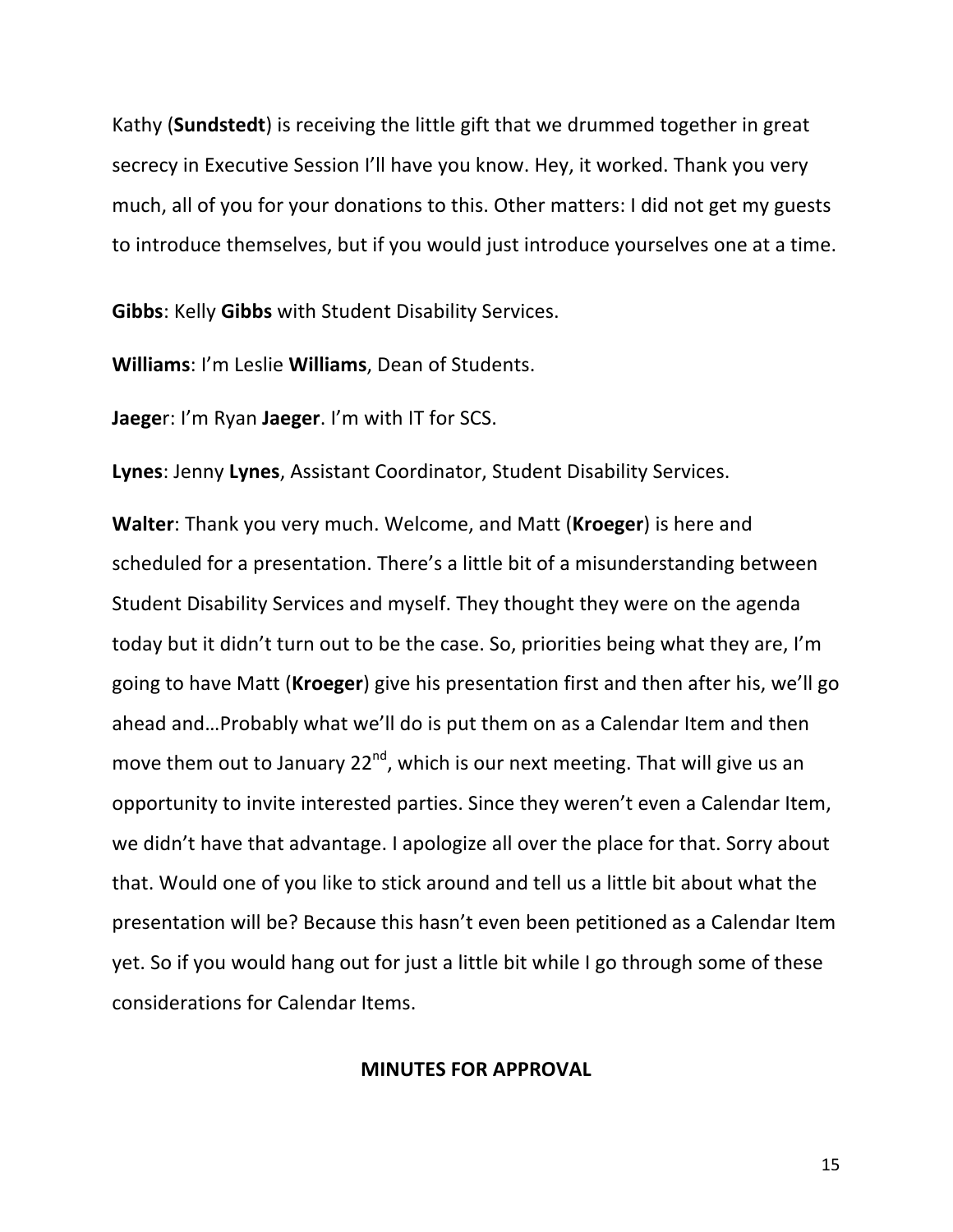Kathy (**Sundstedt**) is receiving the little gift that we drummed together in great secrecy in Executive Session I'll have you know. Hey, it worked. Thank you very much, all of you for your donations to this. Other matters: I did not get my guests to introduce themselves, but if you would just introduce yourselves one at a time.

**Gibbs**: Kelly **Gibbs** with Student Disability Services.

**Williams**: I'm Leslie **Williams**, Dean of Students.

**Jaeger**: I'm Ryan **Jaeger**. I'm with IT for SCS.

**Lynes**: Jenny **Lynes**, Assistant Coordinator, Student Disability Services.

**Walter**: Thank you very much. Welcome, and Matt (**Kroeger**) is here and scheduled for a presentation. There's a little bit of a misunderstanding between Student Disability Services and myself. They thought they were on the agenda today but it didn't turn out to be the case. So, priorities being what they are, I'm going to have Matt (**Kroeger**) give his presentation first and then after his, we'll go ahead and…Probably what we'll do is put them on as a Calendar Item and then move them out to January 22nd, which is our next meeting. That will give us an opportunity to invite interested parties. Since they weren't even a Calendar Item, we didn't have that advantage. I apologize all over the place for that. Sorry about that. Would one of you like to stick around and tell us a little bit about what the presentation will be? Because this hasn't even been petitioned as a Calendar Item yet. So if you would hang out for just a little bit while I go through some of these considerations for Calendar Items.

## MINUTES FOR APPROVAL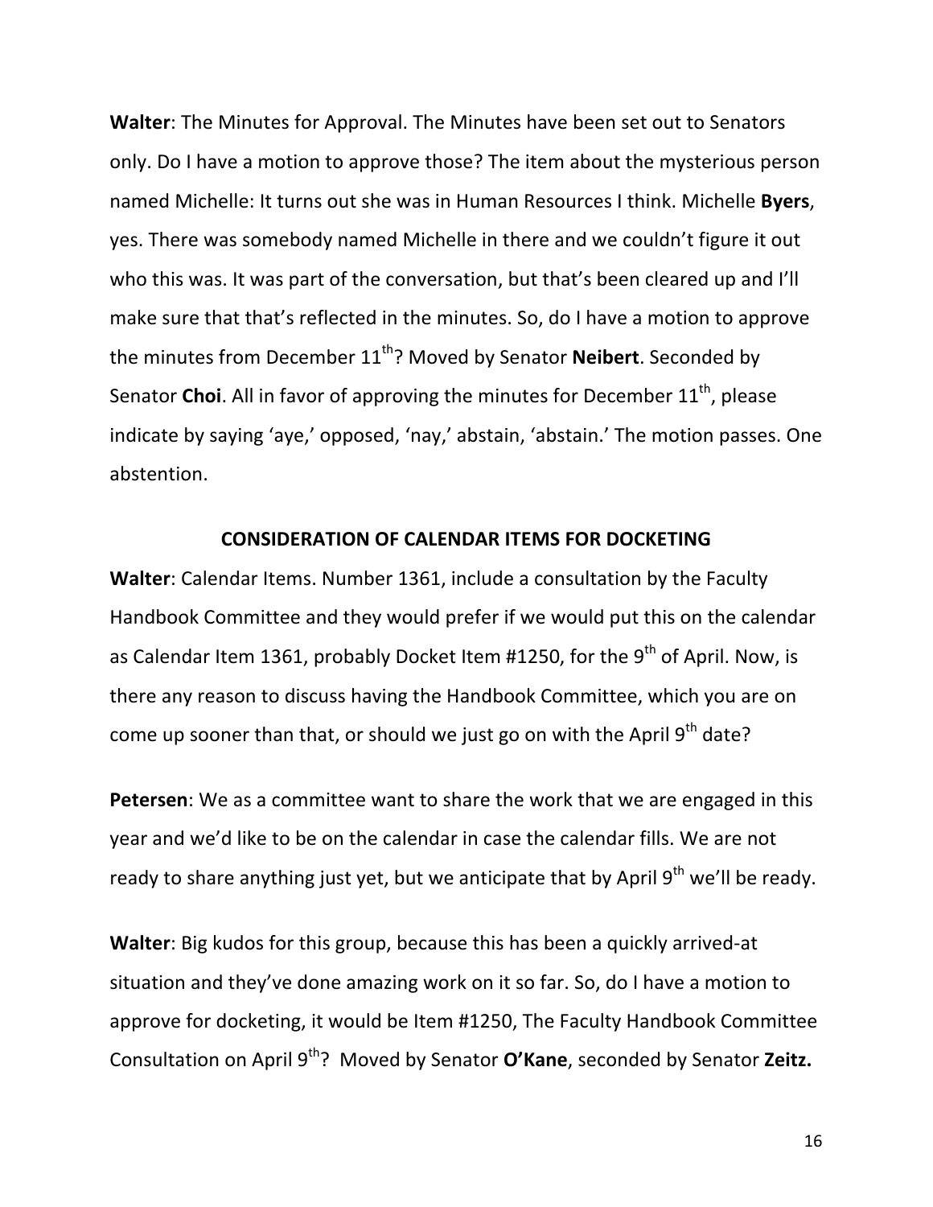**Walter**: The Minutes for Approval. The Minutes have been set out to Senators only. Do I have a motion to approve those? The item about the mysterious person named Michelle: It turns out she was in Human Resources I think. Michelle **Byers**, yes. There was somebody named Michelle in there and we couldn't figure it out who this was. It was part of the conversation, but that's been cleared up and I'll make sure that that's reflected in the minutes. So, do I have a motion to approve the minutes from December 11th? Moved by Senator **Neibert**. Seconded by Senator **Choi**. All in favor of approving the minutes for December 11th, please indicate by saying 'aye,' opposed, 'nay,' abstain, 'abstain.' The motion passes. One abstention.

**CONSIDERATION OF CALENDAR ITEMS FOR DOCKETING**

**Walter**: Calendar Items. Number 1361, include a consultation by the Faculty Handbook Committee and they would prefer if we would put this on the calendar as Calendar Item 1361, probably Docket Item #1250, for the 9th of April. Now, is there any reason to discuss having the Handbook Committee, which you are on come up sooner than that, or should we just go on with the April 9th date?

**Petersen**: We as a committee want to share the work that we are engaged in this year and we'd like to be on the calendar in case the calendar fills. We are not ready to share anything just yet, but we anticipate that by April 9th we'll be ready.

**Walter**: Big kudos for this group, because this has been a quickly arrived-at situation and they've done amazing work on it so far. So, do I have a motion to approve for docketing, it would be Item #1250, The Faculty Handbook Committee Consultation on April 9th? Moved by Senator **O'Kane**, seconded by Senator **Zeitz.**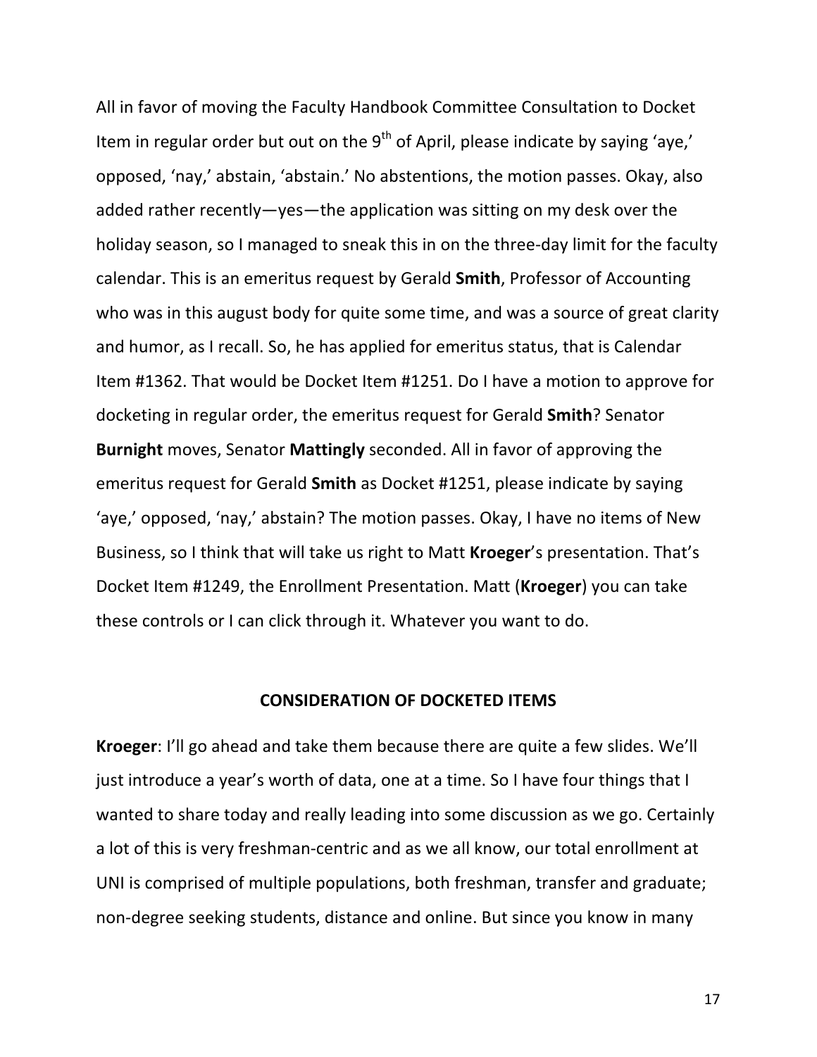All in favor of moving the Faculty Handbook Committee Consultation to Docket Item in regular order but out on the 9th of April, please indicate by saying 'aye,' opposed, 'nay,' abstain, 'abstain.' No abstentions, the motion passes. Okay, also added rather recently—yes—the application was sitting on my desk over the holiday season, so I managed to sneak this in on the three-day limit for the faculty calendar. This is an emeritus request by Gerald **Smith**, Professor of Accounting who was in this august body for quite some time, and was a source of great clarity and humor, as I recall. So, he has applied for emeritus status, that is Calendar Item #1362. That would be Docket Item #1251. Do I have a motion to approve for docketing in regular order, the emeritus request for Gerald **Smith**? Senator **Burnight** moves, Senator **Mattingly** seconded. All in favor of approving the emeritus request for Gerald **Smith** as Docket #1251, please indicate by saying 'aye,' opposed, 'nay,' abstain? The motion passes. Okay, I have no items of New Business, so I think that will take us right to Matt **Kroeger**'s presentation. That's Docket Item #1249, the Enrollment Presentation. Matt (**Kroeger**) you can take these controls or I can click through it. Whatever you want to do.

## CONSIDERATION OF DOCKETED ITEMS

**Kroeger**: I'll go ahead and take them because there are quite a few slides. We'll just introduce a year's worth of data, one at a time. So I have four things that I wanted to share today and really leading into some discussion as we go. Certainly a lot of this is very freshman-centric and as we all know, our total enrollment at UNI is comprised of multiple populations, both freshman, transfer and graduate; non-degree seeking students, distance and online. But since you know in many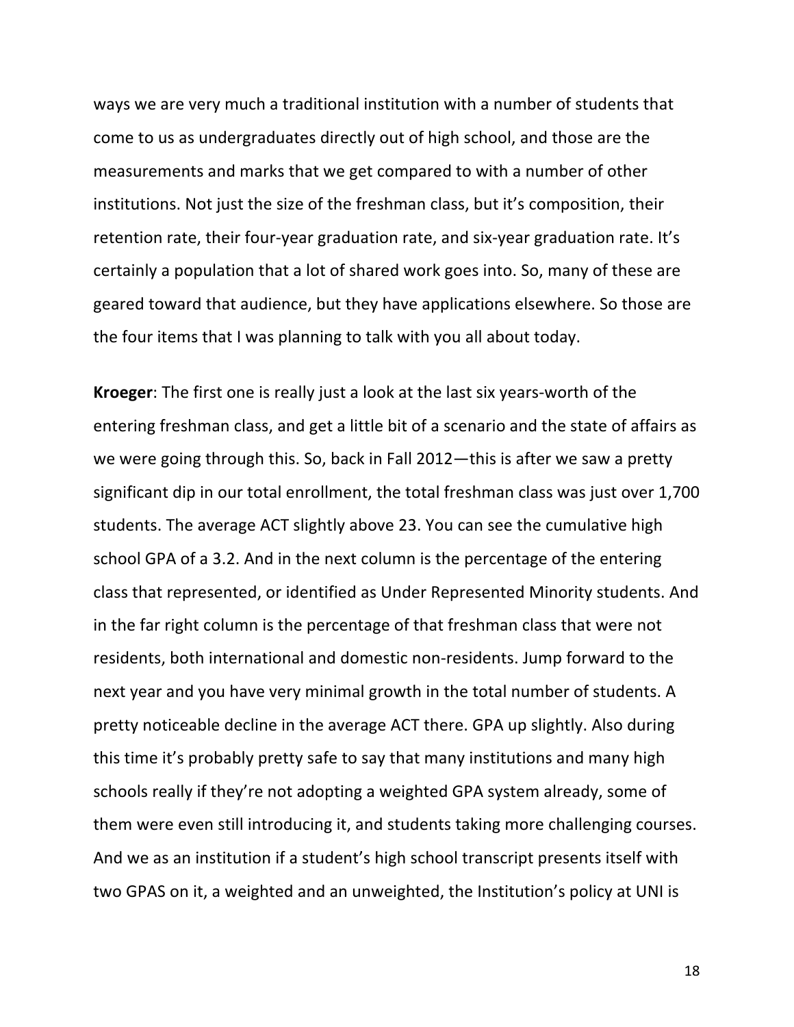ways we are very much a traditional institution with a number of students that come to us as undergraduates directly out of high school, and those are the measurements and marks that we get compared to with a number of other institutions. Not just the size of the freshman class, but it's composition, their retention rate, their four-year graduation rate, and six-year graduation rate. It's certainly a population that a lot of shared work goes into. So, many of these are geared toward that audience, but they have applications elsewhere. So those are the four items that I was planning to talk with you all about today.

**Kroeger**: The first one is really just a look at the last six years-worth of the entering freshman class, and get a little bit of a scenario and the state of affairs as we were going through this. So, back in Fall 2012—this is after we saw a pretty significant dip in our total enrollment, the total freshman class was just over 1,700 students. The average ACT slightly above 23. You can see the cumulative high school GPA of a 3.2. And in the next column is the percentage of the entering class that represented, or identified as Under Represented Minority students. And in the far right column is the percentage of that freshman class that were not residents, both international and domestic non-residents. Jump forward to the next year and you have very minimal growth in the total number of students. A pretty noticeable decline in the average ACT there. GPA up slightly. Also during this time it's probably pretty safe to say that many institutions and many high schools really if they're not adopting a weighted GPA system already, some of them were even still introducing it, and students taking more challenging courses. And we as an institution if a student's high school transcript presents itself with two GPAS on it, a weighted and an unweighted, the Institution's policy at UNI is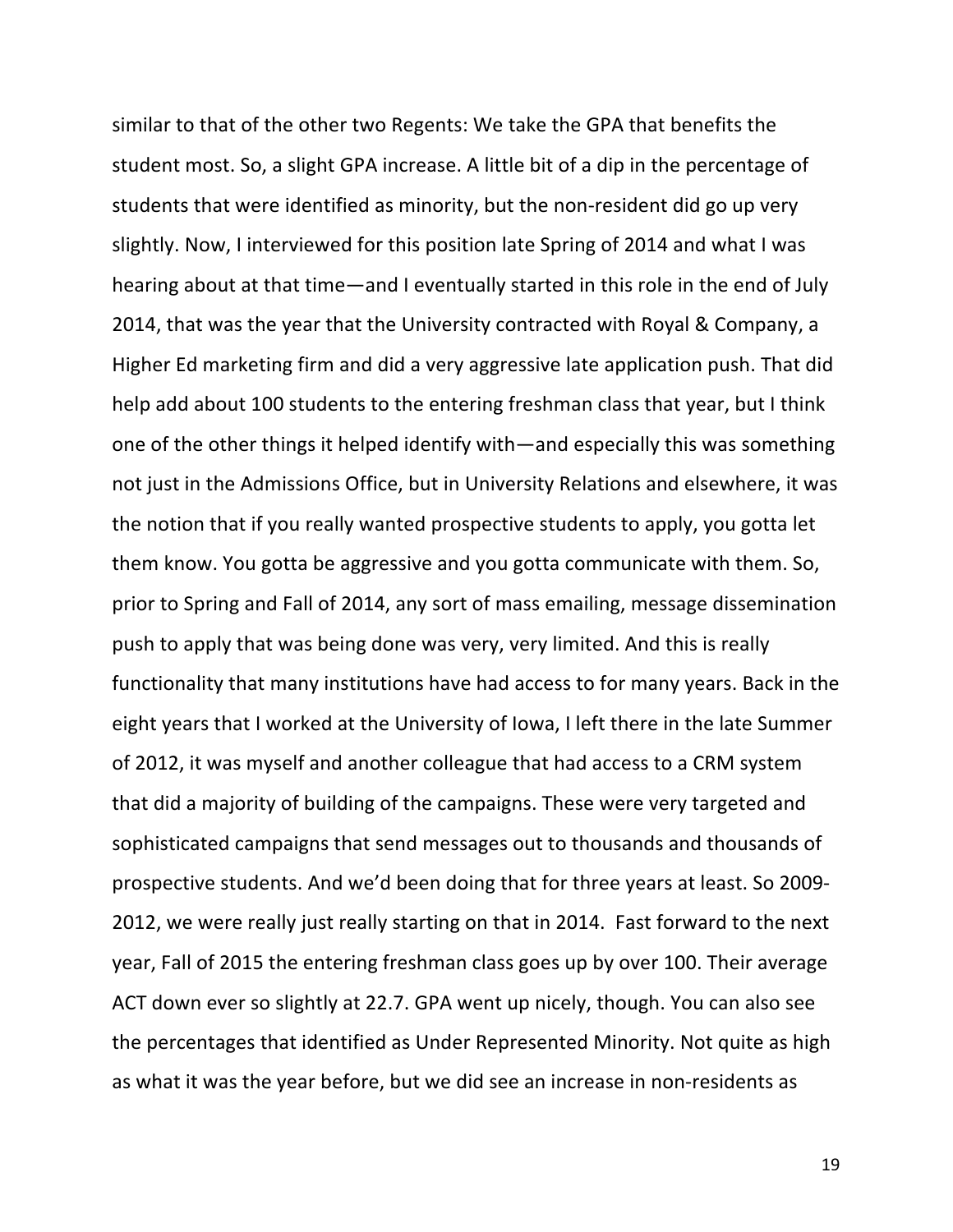similar to that of the other two Regents: We take the GPA that benefits the student most. So, a slight GPA increase. A little bit of a dip in the percentage of students that were identified as minority, but the non-resident did go up very slightly. Now, I interviewed for this position late Spring of 2014 and what I was hearing about at that time—and I eventually started in this role in the end of July 2014, that was the year that the University contracted with Royal & Company, a Higher Ed marketing firm and did a very aggressive late application push. That did help add about 100 students to the entering freshman class that year, but I think one of the other things it helped identify with—and especially this was something not just in the Admissions Office, but in University Relations and elsewhere, it was the notion that if you really wanted prospective students to apply, you gotta let them know. You gotta be aggressive and you gotta communicate with them. So, prior to Spring and Fall of 2014, any sort of mass emailing, message dissemination push to apply that was being done was very, very limited. And this is really functionality that many institutions have had access to for many years. Back in the eight years that I worked at the University of Iowa, I left there in the late Summer of 2012, it was myself and another colleague that had access to a CRM system that did a majority of building of the campaigns. These were very targeted and sophisticated campaigns that send messages out to thousands and thousands of prospective students. And we'd been doing that for three years at least. So 2009-2012, we were really just really starting on that in 2014. Fast forward to the next year, Fall of 2015 the entering freshman class goes up by over 100. Their average ACT down ever so slightly at 22.7. GPA went up nicely, though. You can also see the percentages that identified as Under Represented Minority. Not quite as high as what it was the year before, but we did see an increase in non-residents as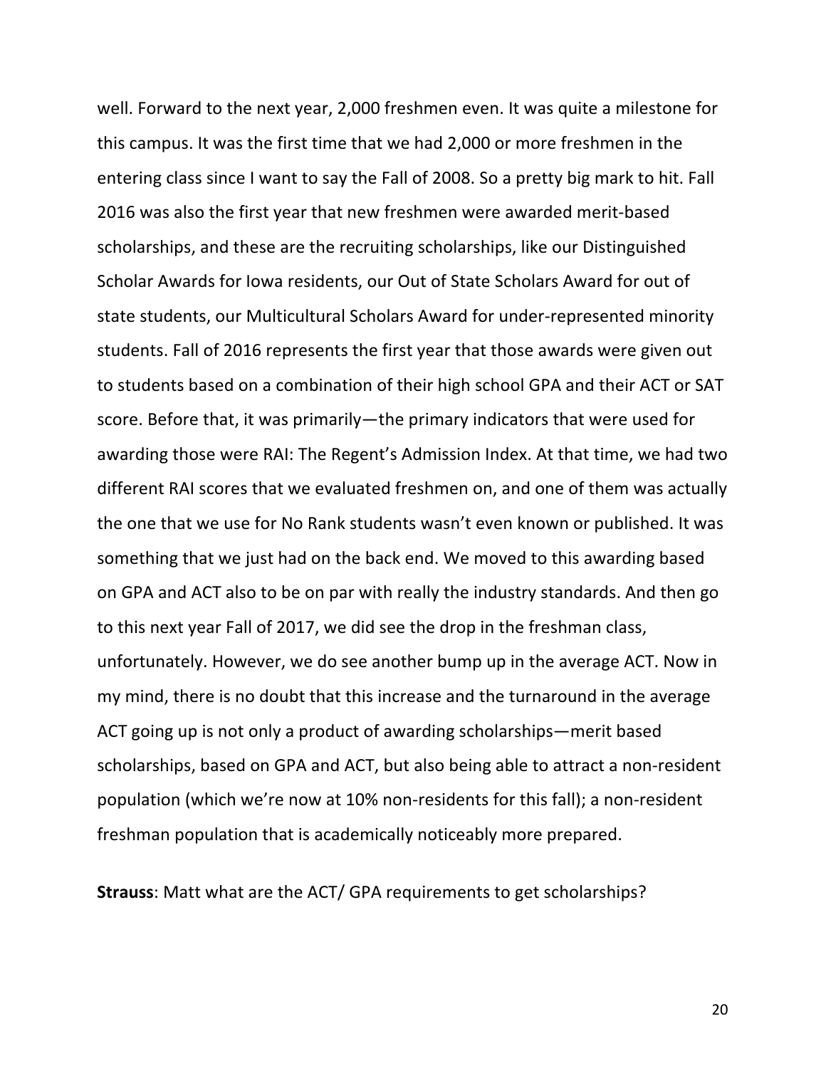well. Forward to the next year, 2,000 freshmen even. It was quite a milestone for this campus. It was the first time that we had 2,000 or more freshmen in the entering class since I want to say the Fall of 2008. So a pretty big mark to hit. Fall 2016 was also the first year that new freshmen were awarded merit-based scholarships, and these are the recruiting scholarships, like our Distinguished Scholar Awards for Iowa residents, our Out of State Scholars Award for out of state students, our Multicultural Scholars Award for under-represented minority students. Fall of 2016 represents the first year that those awards were given out to students based on a combination of their high school GPA and their ACT or SAT score. Before that, it was primarily—the primary indicators that were used for awarding those were RAI: The Regent's Admission Index. At that time, we had two different RAI scores that we evaluated freshmen on, and one of them was actually the one that we use for No Rank students wasn't even known or published. It was something that we just had on the back end. We moved to this awarding based on GPA and ACT also to be on par with really the industry standards. And then go to this next year Fall of 2017, we did see the drop in the freshman class, unfortunately. However, we do see another bump up in the average ACT. Now in my mind, there is no doubt that this increase and the turnaround in the average ACT going up is not only a product of awarding scholarships—merit based scholarships, based on GPA and ACT, but also being able to attract a non-resident population (which we're now at 10% non-residents for this fall); a non-resident freshman population that is academically noticeably more prepared.

**Strauss**: Matt what are the ACT/ GPA requirements to get scholarships?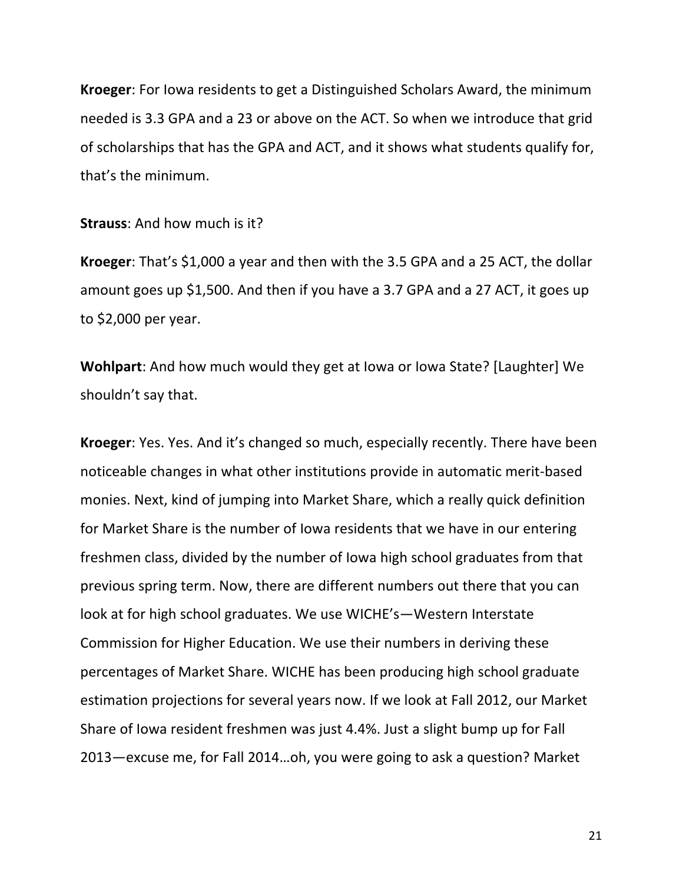**Kroeger**: For Iowa residents to get a Distinguished Scholars Award, the minimum needed is 3.3 GPA and a 23 or above on the ACT. So when we introduce that grid of scholarships that has the GPA and ACT, and it shows what students qualify for, that's the minimum.

**Strauss**: And how much is it?

**Kroeger**: That's $1,000 a year and then with the 3.5 GPA and a 25 ACT, the dollar amount goes up $1,500. And then if you have a 3.7 GPA and a 27 ACT, it goes up to $2,000 per year.

**Wohlpart**: And how much would they get at Iowa or Iowa State? [Laughter] We shouldn't say that.

**Kroeger**: Yes. Yes. And it's changed so much, especially recently. There have been noticeable changes in what other institutions provide in automatic merit-based monies. Next, kind of jumping into Market Share, which a really quick definition for Market Share is the number of Iowa residents that we have in our entering freshmen class, divided by the number of Iowa high school graduates from that previous spring term. Now, there are different numbers out there that you can look at for high school graduates. We use WICHE's—Western Interstate Commission for Higher Education. We use their numbers in deriving these percentages of Market Share. WICHE has been producing high school graduate estimation projections for several years now. If we look at Fall 2012, our Market Share of Iowa resident freshmen was just 4.4%. Just a slight bump up for Fall 2013—excuse me, for Fall 2014…oh, you were going to ask a question? Market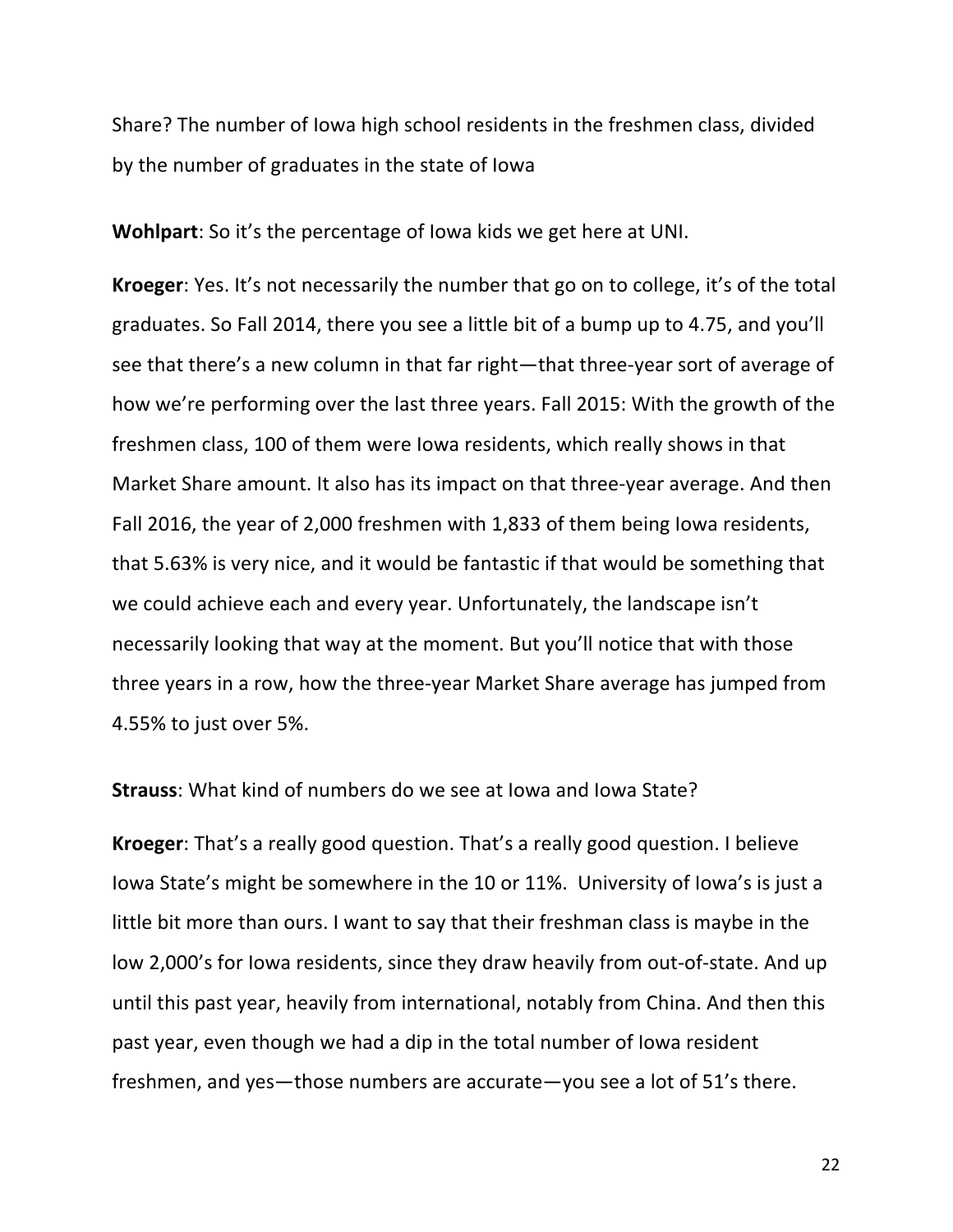Share? The number of Iowa high school residents in the freshmen class, divided by the number of graduates in the state of Iowa

**Wohlpart**: So it's the percentage of Iowa kids we get here at UNI.

**Kroeger**: Yes. It's not necessarily the number that go on to college, it's of the total graduates. So Fall 2014, there you see a little bit of a bump up to 4.75, and you'll see that there's a new column in that far right—that three-year sort of average of how we're performing over the last three years. Fall 2015: With the growth of the freshmen class, 100 of them were Iowa residents, which really shows in that Market Share amount. It also has its impact on that three-year average. And then Fall 2016, the year of 2,000 freshmen with 1,833 of them being Iowa residents, that 5.63% is very nice, and it would be fantastic if that would be something that we could achieve each and every year. Unfortunately, the landscape isn't necessarily looking that way at the moment. But you'll notice that with those three years in a row, how the three-year Market Share average has jumped from 4.55% to just over 5%.

**Strauss**: What kind of numbers do we see at Iowa and Iowa State?

**Kroeger**: That's a really good question. That's a really good question. I believe Iowa State's might be somewhere in the 10 or 11%. University of Iowa's is just a little bit more than ours. I want to say that their freshman class is maybe in the low 2,000's for Iowa residents, since they draw heavily from out-of-state. And up until this past year, heavily from international, notably from China. And then this past year, even though we had a dip in the total number of Iowa resident freshmen, and yes—those numbers are accurate—you see a lot of 51's there.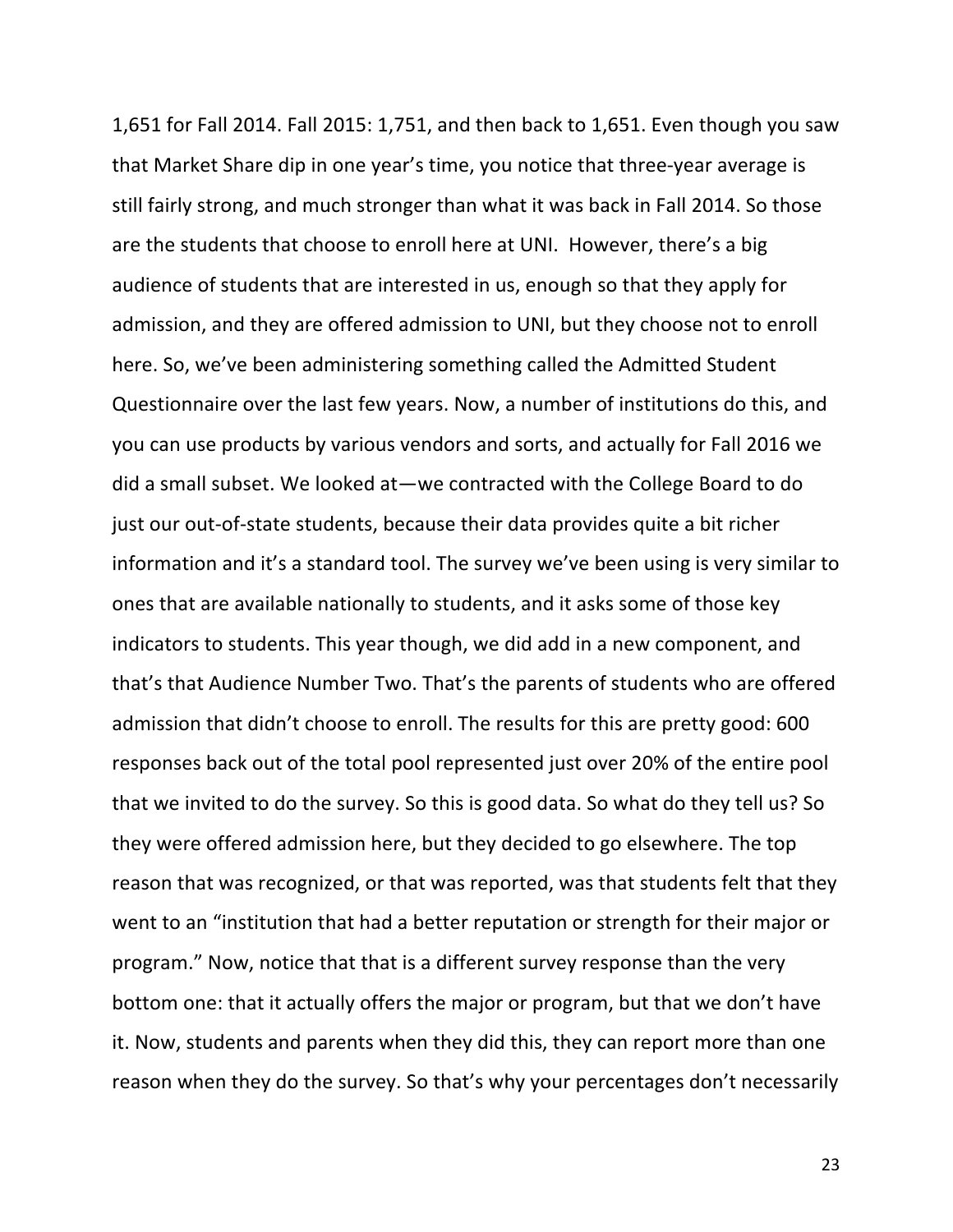1,651 for Fall 2014. Fall 2015: 1,751, and then back to 1,651. Even though you saw that Market Share dip in one year's time, you notice that three-year average is still fairly strong, and much stronger than what it was back in Fall 2014. So those are the students that choose to enroll here at UNI. However, there's a big audience of students that are interested in us, enough so that they apply for admission, and they are offered admission to UNI, but they choose not to enroll here. So, we've been administering something called the Admitted Student Questionnaire over the last few years. Now, a number of institutions do this, and you can use products by various vendors and sorts, and actually for Fall 2016 we did a small subset. We looked at—we contracted with the College Board to do just our out-of-state students, because their data provides quite a bit richer information and it's a standard tool. The survey we've been using is very similar to ones that are available nationally to students, and it asks some of those key indicators to students. This year though, we did add in a new component, and that's that Audience Number Two. That's the parents of students who are offered admission that didn't choose to enroll. The results for this are pretty good: 600 responses back out of the total pool represented just over 20% of the entire pool that we invited to do the survey. So this is good data. So what do they tell us? So they were offered admission here, but they decided to go elsewhere. The top reason that was recognized, or that was reported, was that students felt that they went to an "institution that had a better reputation or strength for their major or program." Now, notice that that is a different survey response than the very bottom one: that it actually offers the major or program, but that we don't have it. Now, students and parents when they did this, they can report more than one reason when they do the survey. So that's why your percentages don't necessarily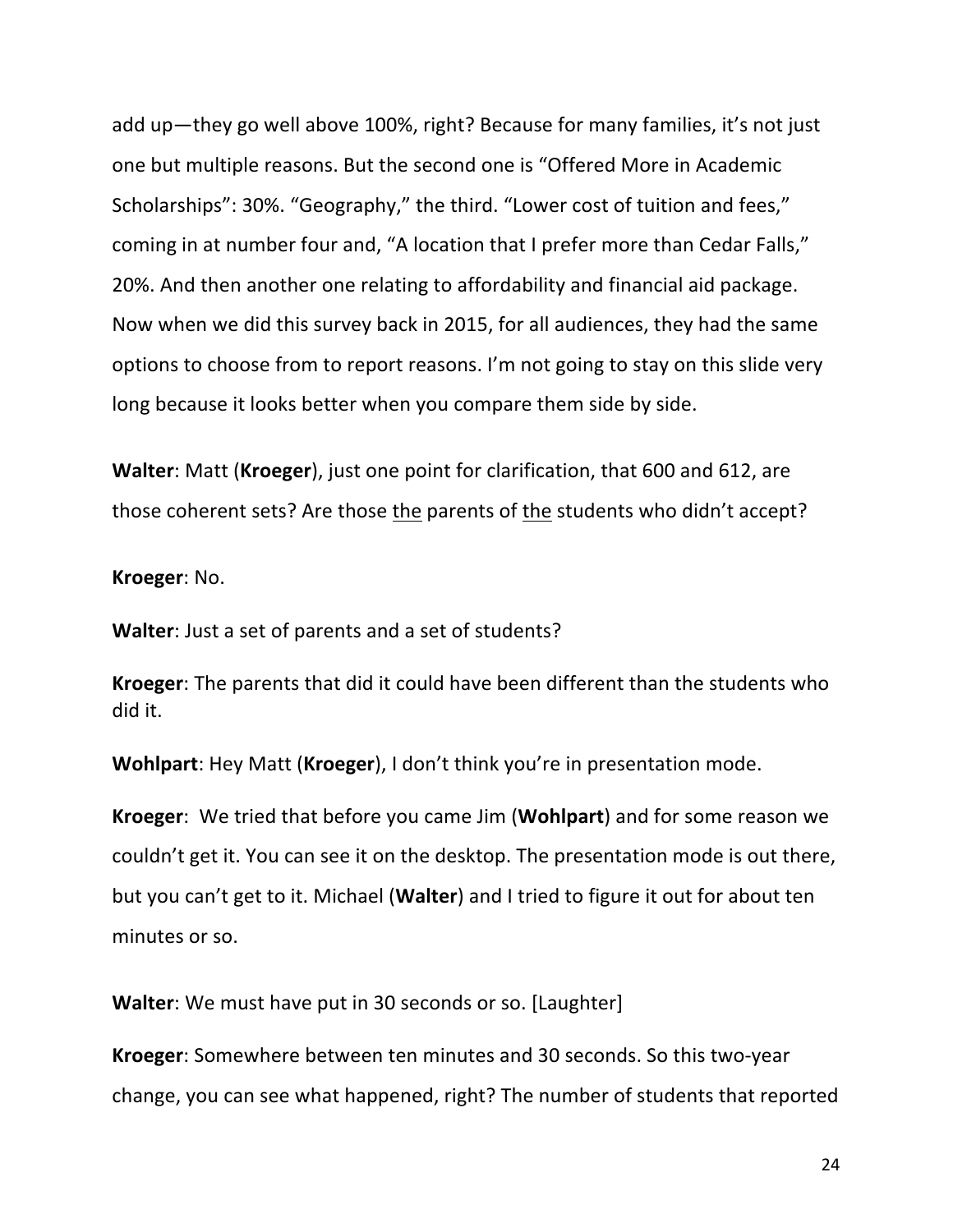add up—they go well above 100%, right? Because for many families, it's not just one but multiple reasons. But the second one is "Offered More in Academic Scholarships": 30%. "Geography," the third. "Lower cost of tuition and fees," coming in at number four and, "A location that I prefer more than Cedar Falls," 20%. And then another one relating to affordability and financial aid package. Now when we did this survey back in 2015, for all audiences, they had the same options to choose from to report reasons. I'm not going to stay on this slide very long because it looks better when you compare them side by side.

**Walter**: Matt (**Kroeger**), just one point for clarification, that 600 and 612, are those coherent sets? Are those <u>the</u> parents of <u>the</u> students who didn't accept?

**Kroeger**: No.

**Walter**: Just a set of parents and a set of students?

**Kroeger**: The parents that did it could have been different than the students who did it.

**Wohlpart**: Hey Matt (**Kroeger**), I don't think you're in presentation mode.

**Kroeger**: We tried that before you came Jim (**Wohlpart**) and for some reason we couldn't get it. You can see it on the desktop. The presentation mode is out there, but you can't get to it. Michael (**Walter**) and I tried to figure it out for about ten minutes or so.

**Walter**: We must have put in 30 seconds or so. [Laughter]

**Kroeger**: Somewhere between ten minutes and 30 seconds. So this two-year change, you can see what happened, right? The number of students that reported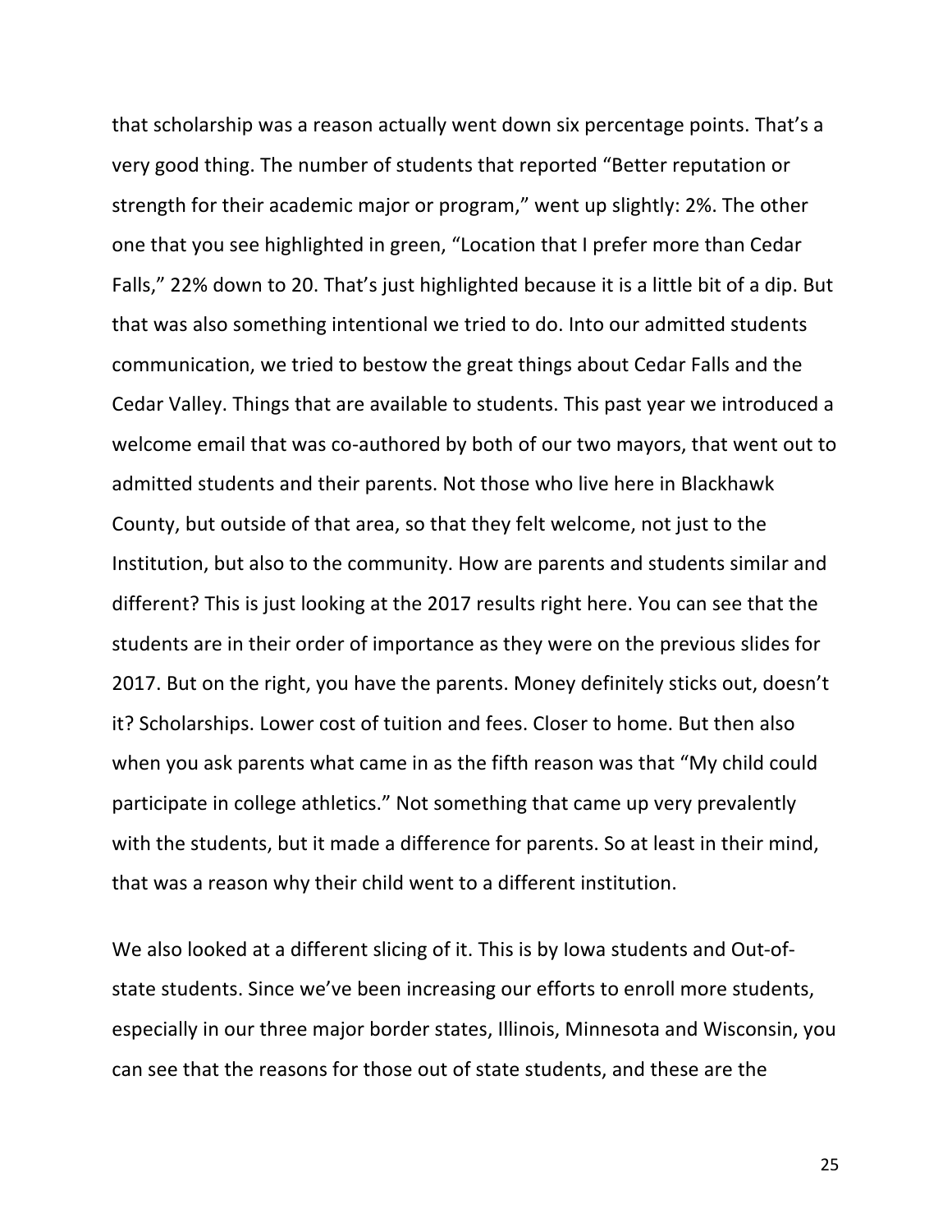that scholarship was a reason actually went down six percentage points. That's a very good thing. The number of students that reported "Better reputation or strength for their academic major or program," went up slightly: 2%. The other one that you see highlighted in green, "Location that I prefer more than Cedar Falls," 22% down to 20. That's just highlighted because it is a little bit of a dip. But that was also something intentional we tried to do. Into our admitted students communication, we tried to bestow the great things about Cedar Falls and the Cedar Valley. Things that are available to students. This past year we introduced a welcome email that was co-authored by both of our two mayors, that went out to admitted students and their parents. Not those who live here in Blackhawk County, but outside of that area, so that they felt welcome, not just to the Institution, but also to the community. How are parents and students similar and different? This is just looking at the 2017 results right here. You can see that the students are in their order of importance as they were on the previous slides for 2017. But on the right, you have the parents. Money definitely sticks out, doesn't it? Scholarships. Lower cost of tuition and fees. Closer to home. But then also when you ask parents what came in as the fifth reason was that "My child could participate in college athletics." Not something that came up very prevalently with the students, but it made a difference for parents. So at least in their mind, that was a reason why their child went to a different institution.

We also looked at a different slicing of it. This is by Iowa students and Out-of-state students. Since we've been increasing our efforts to enroll more students, especially in our three major border states, Illinois, Minnesota and Wisconsin, you can see that the reasons for those out of state students, and these are the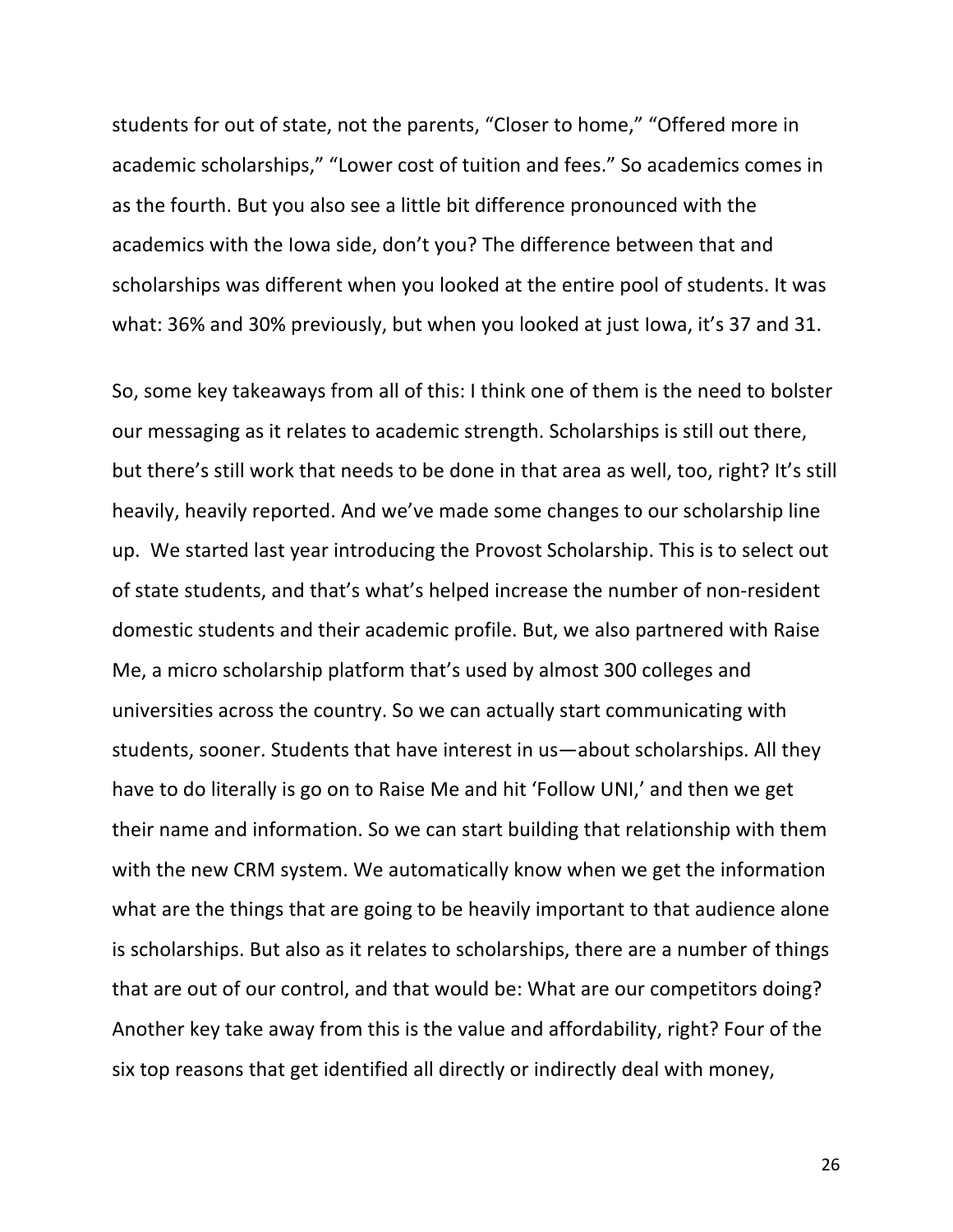students for out of state, not the parents, "Closer to home," "Offered more in academic scholarships," "Lower cost of tuition and fees." So academics comes in as the fourth. But you also see a little bit difference pronounced with the academics with the Iowa side, don't you? The difference between that and scholarships was different when you looked at the entire pool of students. It was what: 36% and 30% previously, but when you looked at just Iowa, it's 37 and 31.

So, some key takeaways from all of this: I think one of them is the need to bolster our messaging as it relates to academic strength. Scholarships is still out there, but there's still work that needs to be done in that area as well, too, right? It's still heavily, heavily reported. And we've made some changes to our scholarship line up. We started last year introducing the Provost Scholarship. This is to select out of state students, and that's what's helped increase the number of non-resident domestic students and their academic profile. But, we also partnered with Raise Me, a micro scholarship platform that's used by almost 300 colleges and universities across the country. So we can actually start communicating with students, sooner. Students that have interest in us—about scholarships. All they have to do literally is go on to Raise Me and hit 'Follow UNI,' and then we get their name and information. So we can start building that relationship with them with the new CRM system. We automatically know when we get the information what are the things that are going to be heavily important to that audience alone is scholarships. But also as it relates to scholarships, there are a number of things that are out of our control, and that would be: What are our competitors doing? Another key take away from this is the value and affordability, right? Four of the six top reasons that get identified all directly or indirectly deal with money,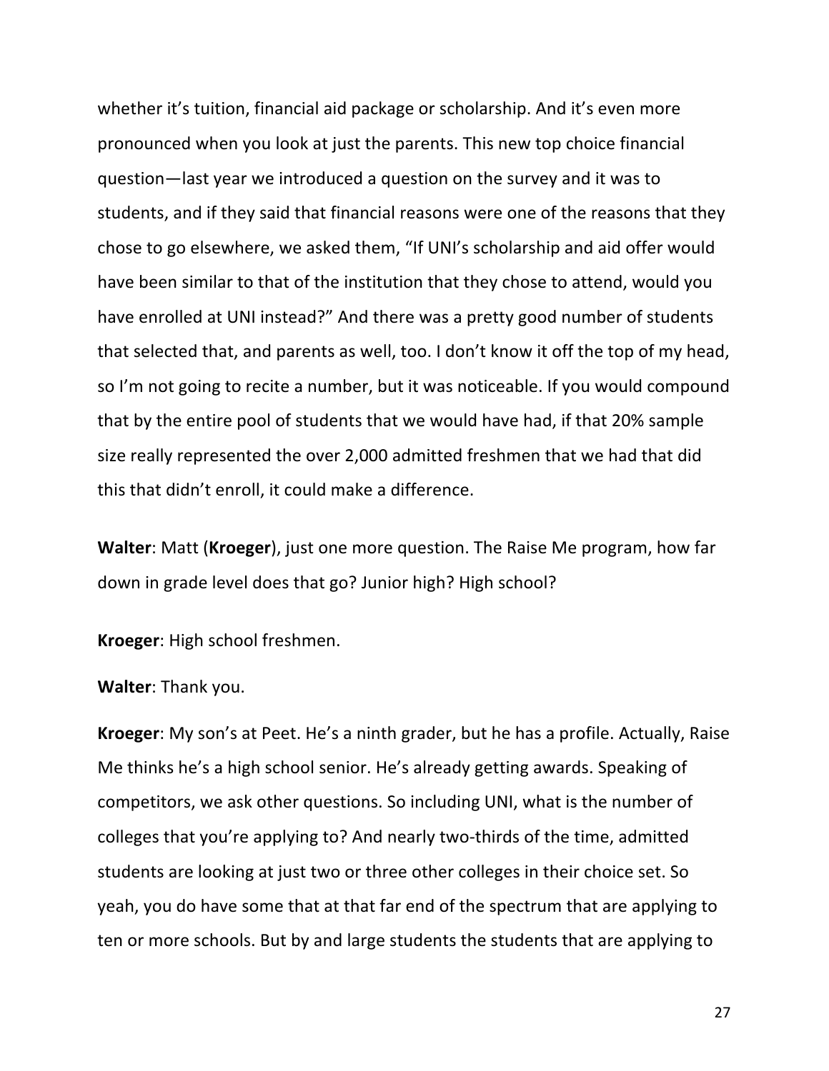whether it's tuition, financial aid package or scholarship. And it's even more pronounced when you look at just the parents. This new top choice financial question—last year we introduced a question on the survey and it was to students, and if they said that financial reasons were one of the reasons that they chose to go elsewhere, we asked them, "If UNI's scholarship and aid offer would have been similar to that of the institution that they chose to attend, would you have enrolled at UNI instead?" And there was a pretty good number of students that selected that, and parents as well, too. I don't know it off the top of my head, so I'm not going to recite a number, but it was noticeable. If you would compound that by the entire pool of students that we would have had, if that 20% sample size really represented the over 2,000 admitted freshmen that we had that did this that didn't enroll, it could make a difference.

**Walter**: Matt (**Kroeger**), just one more question. The Raise Me program, how far down in grade level does that go? Junior high? High school?

**Kroeger**: High school freshmen.

**Walter**: Thank you.

**Kroeger**: My son's at Peet. He's a ninth grader, but he has a profile. Actually, Raise Me thinks he's a high school senior. He's already getting awards. Speaking of competitors, we ask other questions. So including UNI, what is the number of colleges that you're applying to? And nearly two-thirds of the time, admitted students are looking at just two or three other colleges in their choice set. So yeah, you do have some that at that far end of the spectrum that are applying to ten or more schools. But by and large students the students that are applying to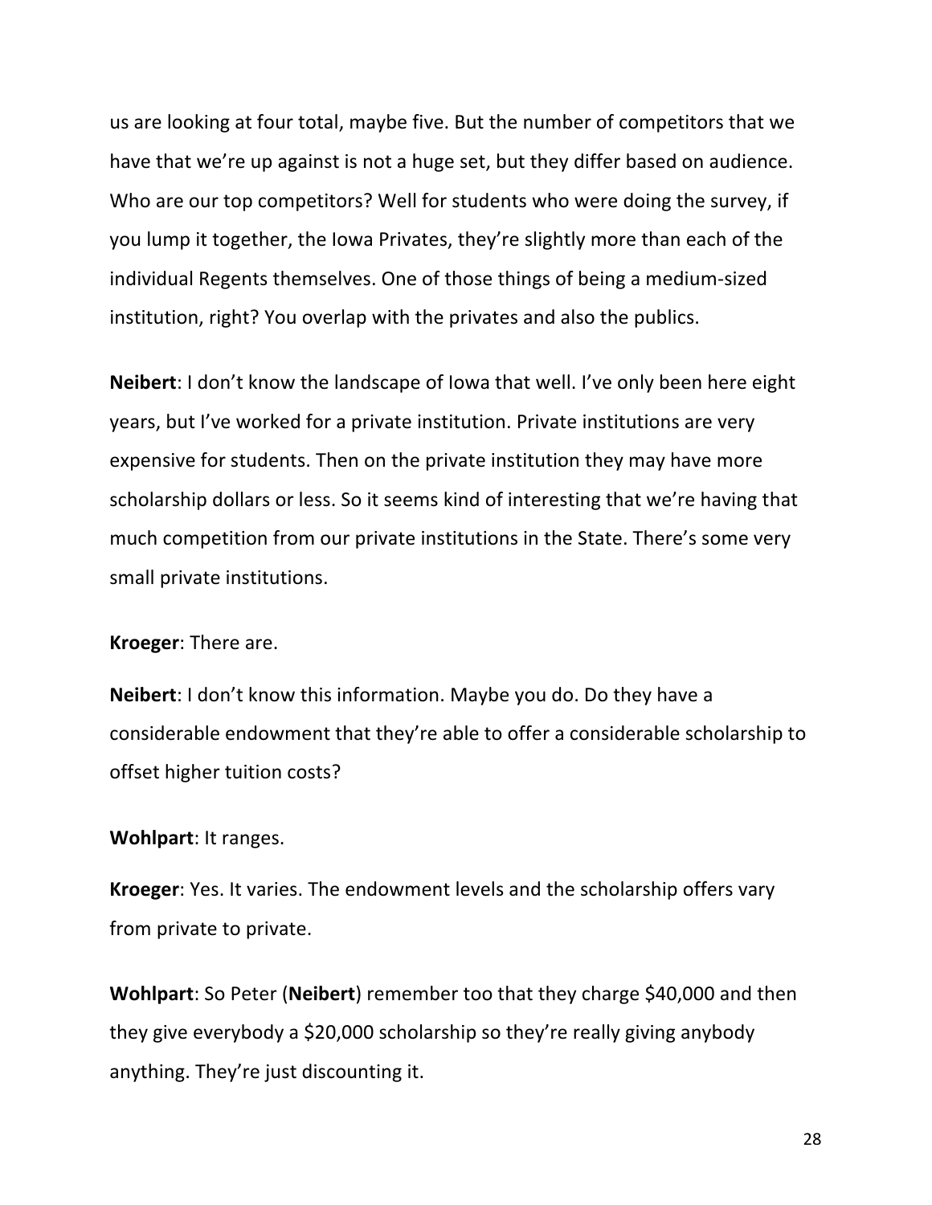us are looking at four total, maybe five. But the number of competitors that we have that we're up against is not a huge set, but they differ based on audience. Who are our top competitors? Well for students who were doing the survey, if you lump it together, the Iowa Privates, they're slightly more than each of the individual Regents themselves. One of those things of being a medium-sized institution, right? You overlap with the privates and also the publics.

**Neibert**: I don't know the landscape of Iowa that well. I've only been here eight years, but I've worked for a private institution. Private institutions are very expensive for students. Then on the private institution they may have more scholarship dollars or less. So it seems kind of interesting that we're having that much competition from our private institutions in the State. There's some very small private institutions.

**Kroeger**: There are.

**Neibert**: I don't know this information. Maybe you do. Do they have a considerable endowment that they're able to offer a considerable scholarship to offset higher tuition costs?

**Wohlpart**: It ranges.

**Kroeger**: Yes. It varies. The endowment levels and the scholarship offers vary from private to private.

**Wohlpart**: So Peter (**Neibert**) remember too that they charge $40,000 and then they give everybody a $20,000 scholarship so they're really giving anybody anything. They're just discounting it.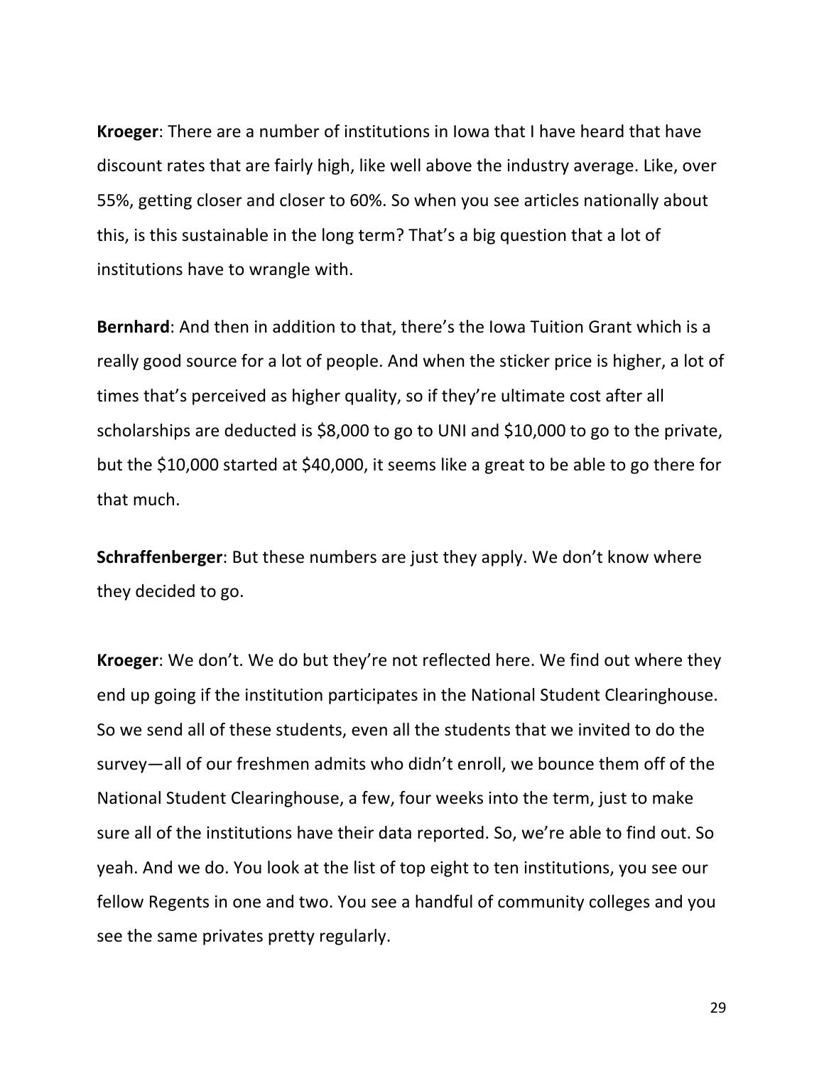**Kroeger**: There are a number of institutions in Iowa that I have heard that have discount rates that are fairly high, like well above the industry average. Like, over 55%, getting closer and closer to 60%. So when you see articles nationally about this, is this sustainable in the long term? That's a big question that a lot of institutions have to wrangle with.

**Bernhard**: And then in addition to that, there's the Iowa Tuition Grant which is a really good source for a lot of people. And when the sticker price is higher, a lot of times that's perceived as higher quality, so if they're ultimate cost after all scholarships are deducted is $8,000 to go to UNI and $10,000 to go to the private, but the $10,000 started at $40,000, it seems like a great to be able to go there for that much.

**Schraffenberger**: But these numbers are just they apply. We don't know where they decided to go.

**Kroeger**: We don't. We do but they're not reflected here. We find out where they end up going if the institution participates in the National Student Clearinghouse. So we send all of these students, even all the students that we invited to do the survey—all of our freshmen admits who didn't enroll, we bounce them off of the National Student Clearinghouse, a few, four weeks into the term, just to make sure all of the institutions have their data reported. So, we're able to find out. So yeah. And we do. You look at the list of top eight to ten institutions, you see our fellow Regents in one and two. You see a handful of community colleges and you see the same privates pretty regularly.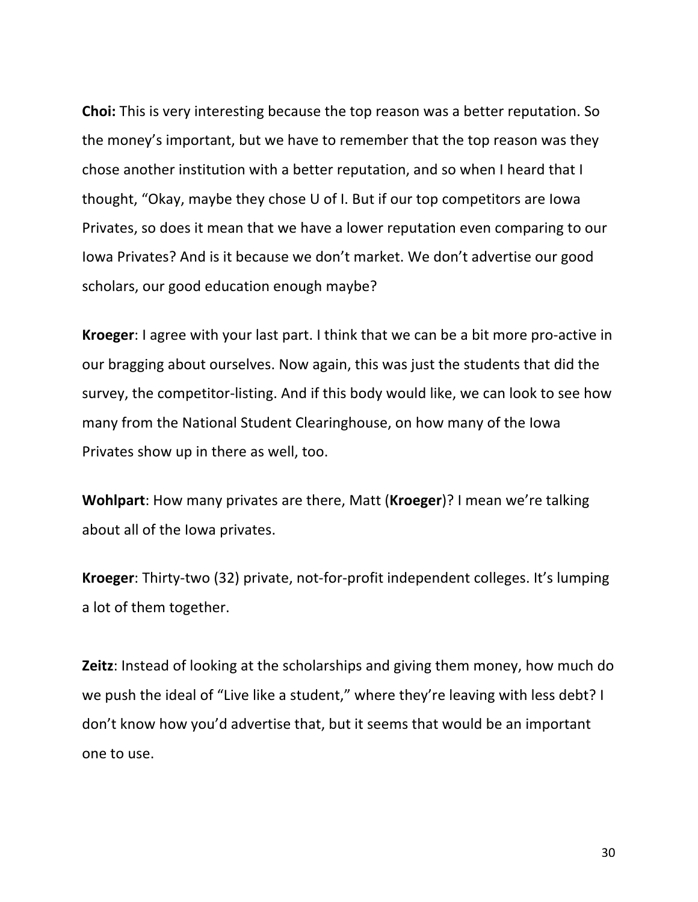**Choi:** This is very interesting because the top reason was a better reputation. So the money's important, but we have to remember that the top reason was they chose another institution with a better reputation, and so when I heard that I thought, "Okay, maybe they chose U of I. But if our top competitors are Iowa Privates, so does it mean that we have a lower reputation even comparing to our Iowa Privates? And is it because we don't market. We don't advertise our good scholars, our good education enough maybe?

**Kroeger**: I agree with your last part. I think that we can be a bit more pro-active in our bragging about ourselves. Now again, this was just the students that did the survey, the competitor-listing. And if this body would like, we can look to see how many from the National Student Clearinghouse, on how many of the Iowa Privates show up in there as well, too.

**Wohlpart**: How many privates are there, Matt (**Kroeger**)? I mean we're talking about all of the Iowa privates.

**Kroeger**: Thirty-two (32) private, not-for-profit independent colleges. It's lumping a lot of them together.

**Zeitz**: Instead of looking at the scholarships and giving them money, how much do we push the ideal of "Live like a student," where they're leaving with less debt? I don't know how you'd advertise that, but it seems that would be an important one to use.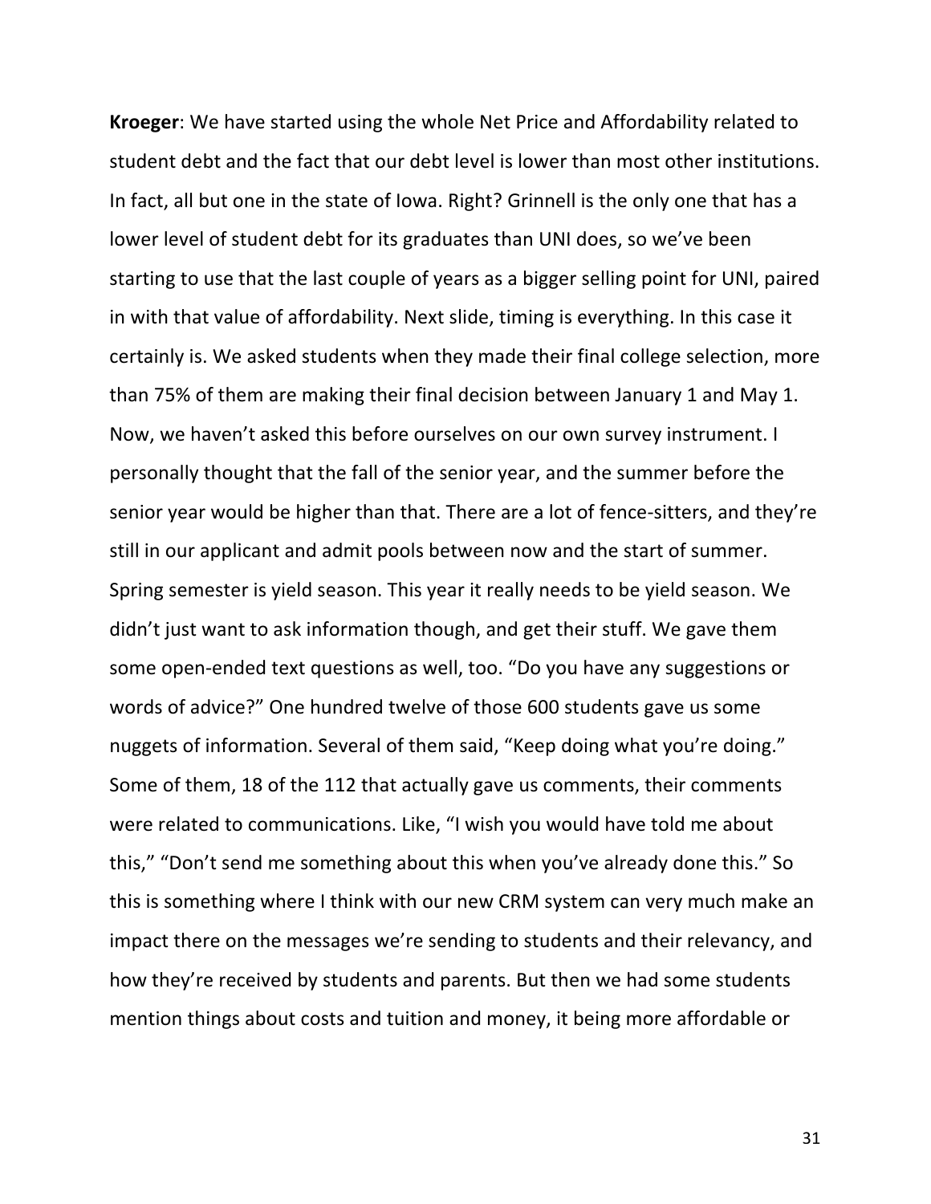**Kroeger**: We have started using the whole Net Price and Affordability related to student debt and the fact that our debt level is lower than most other institutions. In fact, all but one in the state of Iowa. Right? Grinnell is the only one that has a lower level of student debt for its graduates than UNI does, so we've been starting to use that the last couple of years as a bigger selling point for UNI, paired in with that value of affordability. Next slide, timing is everything. In this case it certainly is. We asked students when they made their final college selection, more than 75% of them are making their final decision between January 1 and May 1. Now, we haven't asked this before ourselves on our own survey instrument. I personally thought that the fall of the senior year, and the summer before the senior year would be higher than that. There are a lot of fence-sitters, and they're still in our applicant and admit pools between now and the start of summer. Spring semester is yield season. This year it really needs to be yield season. We didn't just want to ask information though, and get their stuff. We gave them some open-ended text questions as well, too. "Do you have any suggestions or words of advice?" One hundred twelve of those 600 students gave us some nuggets of information. Several of them said, "Keep doing what you're doing." Some of them, 18 of the 112 that actually gave us comments, their comments were related to communications. Like, "I wish you would have told me about this," "Don't send me something about this when you've already done this." So this is something where I think with our new CRM system can very much make an impact there on the messages we're sending to students and their relevancy, and how they're received by students and parents. But then we had some students mention things about costs and tuition and money, it being more affordable or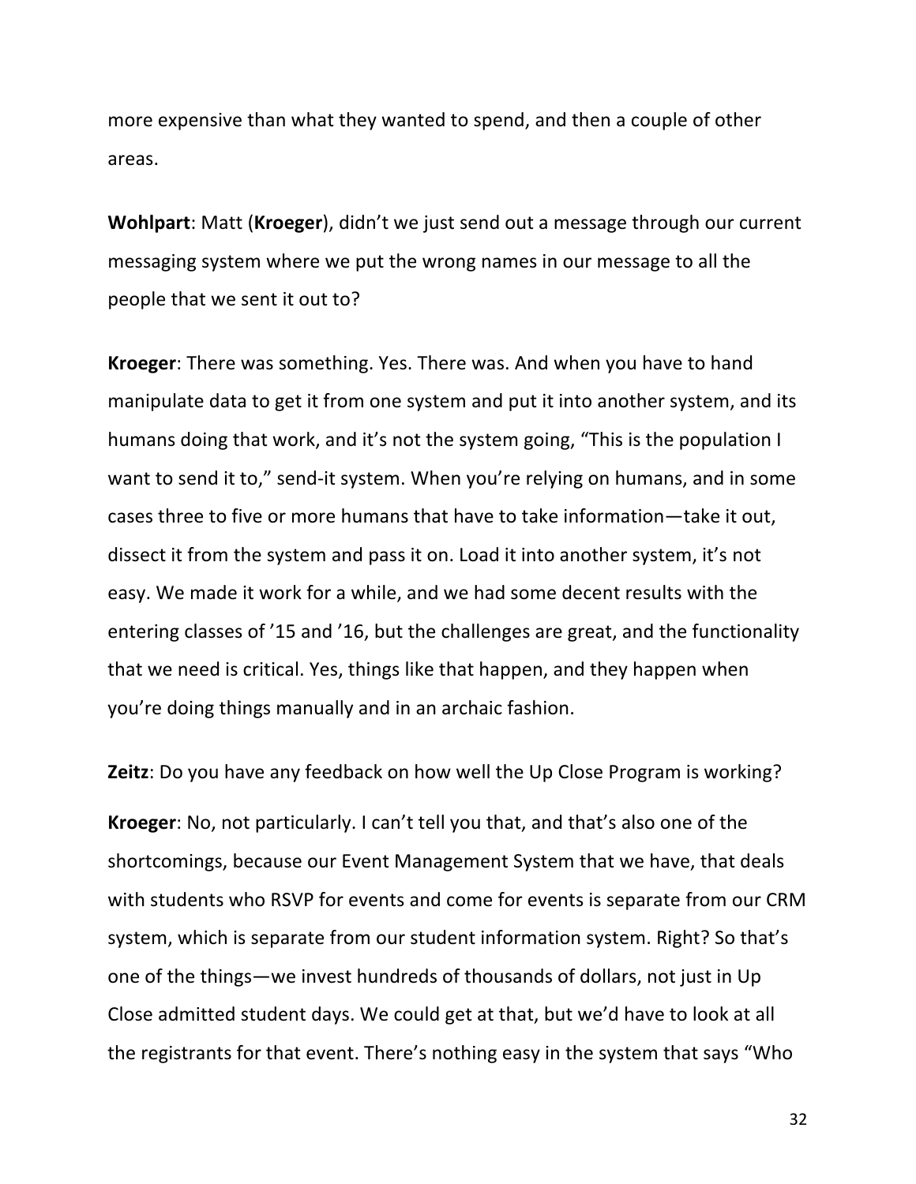more expensive than what they wanted to spend, and then a couple of other areas.

**Wohlpart**: Matt (**Kroeger**), didn't we just send out a message through our current messaging system where we put the wrong names in our message to all the people that we sent it out to?

**Kroeger**: There was something. Yes. There was. And when you have to hand manipulate data to get it from one system and put it into another system, and its humans doing that work, and it's not the system going, "This is the population I want to send it to," send-it system. When you're relying on humans, and in some cases three to five or more humans that have to take information—take it out, dissect it from the system and pass it on. Load it into another system, it's not easy. We made it work for a while, and we had some decent results with the entering classes of '15 and '16, but the challenges are great, and the functionality that we need is critical. Yes, things like that happen, and they happen when you're doing things manually and in an archaic fashion.

**Zeitz**: Do you have any feedback on how well the Up Close Program is working?

**Kroeger**: No, not particularly. I can't tell you that, and that's also one of the shortcomings, because our Event Management System that we have, that deals with students who RSVP for events and come for events is separate from our CRM system, which is separate from our student information system. Right? So that's one of the things—we invest hundreds of thousands of dollars, not just in Up Close admitted student days. We could get at that, but we'd have to look at all the registrants for that event. There's nothing easy in the system that says "Who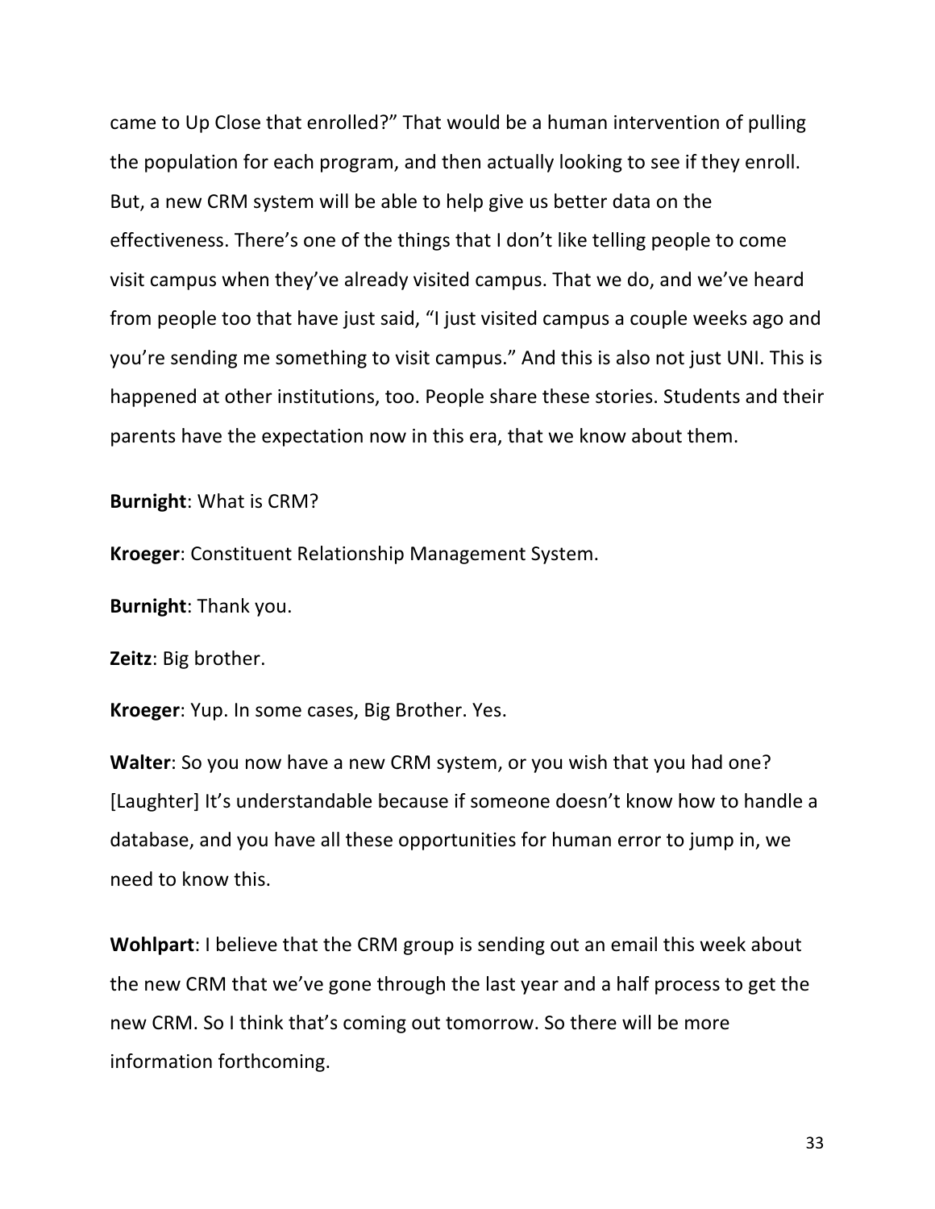came to Up Close that enrolled?" That would be a human intervention of pulling the population for each program, and then actually looking to see if they enroll. But, a new CRM system will be able to help give us better data on the effectiveness. There's one of the things that I don't like telling people to come visit campus when they've already visited campus. That we do, and we've heard from people too that have just said, "I just visited campus a couple weeks ago and you're sending me something to visit campus." And this is also not just UNI. This is happened at other institutions, too. People share these stories. Students and their parents have the expectation now in this era, that we know about them.

**Burnight**: What is CRM?

**Kroeger**: Constituent Relationship Management System.

**Burnight**: Thank you.

**Zeitz**: Big brother.

**Kroeger**: Yup. In some cases, Big Brother. Yes.

**Walter**: So you now have a new CRM system, or you wish that you had one? [Laughter] It's understandable because if someone doesn't know how to handle a database, and you have all these opportunities for human error to jump in, we need to know this.

**Wohlpart**: I believe that the CRM group is sending out an email this week about the new CRM that we've gone through the last year and a half process to get the new CRM. So I think that's coming out tomorrow. So there will be more information forthcoming.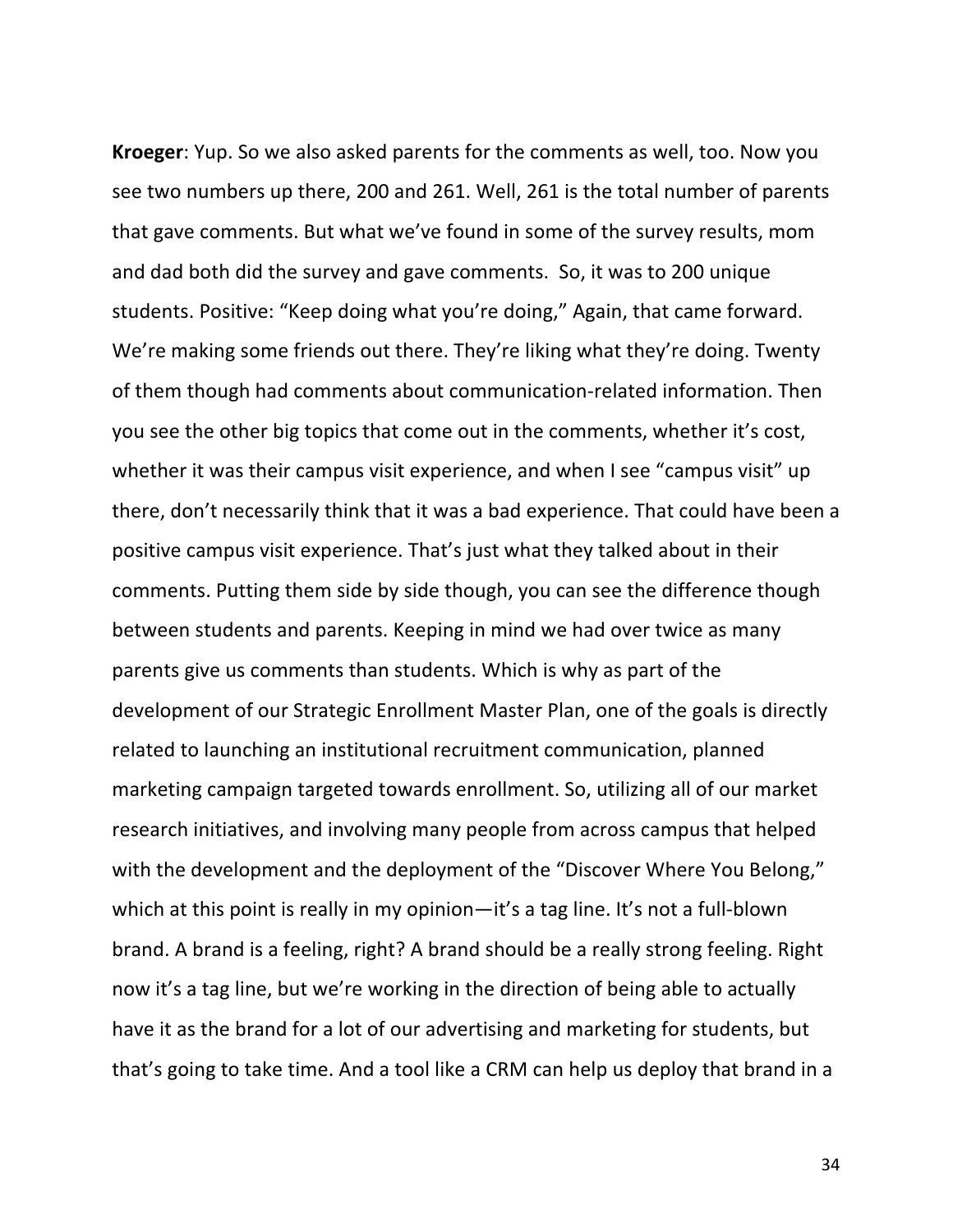**Kroeger**: Yup. So we also asked parents for the comments as well, too. Now you see two numbers up there, 200 and 261. Well, 261 is the total number of parents that gave comments. But what we've found in some of the survey results, mom and dad both did the survey and gave comments.  So, it was to 200 unique students. Positive: "Keep doing what you're doing," Again, that came forward. We're making some friends out there. They're liking what they're doing. Twenty of them though had comments about communication-related information. Then you see the other big topics that come out in the comments, whether it's cost, whether it was their campus visit experience, and when I see "campus visit" up there, don't necessarily think that it was a bad experience. That could have been a positive campus visit experience. That's just what they talked about in their comments. Putting them side by side though, you can see the difference though between students and parents. Keeping in mind we had over twice as many parents give us comments than students. Which is why as part of the development of our Strategic Enrollment Master Plan, one of the goals is directly related to launching an institutional recruitment communication, planned marketing campaign targeted towards enrollment. So, utilizing all of our market research initiatives, and involving many people from across campus that helped with the development and the deployment of the "Discover Where You Belong," which at this point is really in my opinion—it's a tag line. It's not a full-blown brand. A brand is a feeling, right? A brand should be a really strong feeling. Right now it's a tag line, but we're working in the direction of being able to actually have it as the brand for a lot of our advertising and marketing for students, but that's going to take time. And a tool like a CRM can help us deploy that brand in a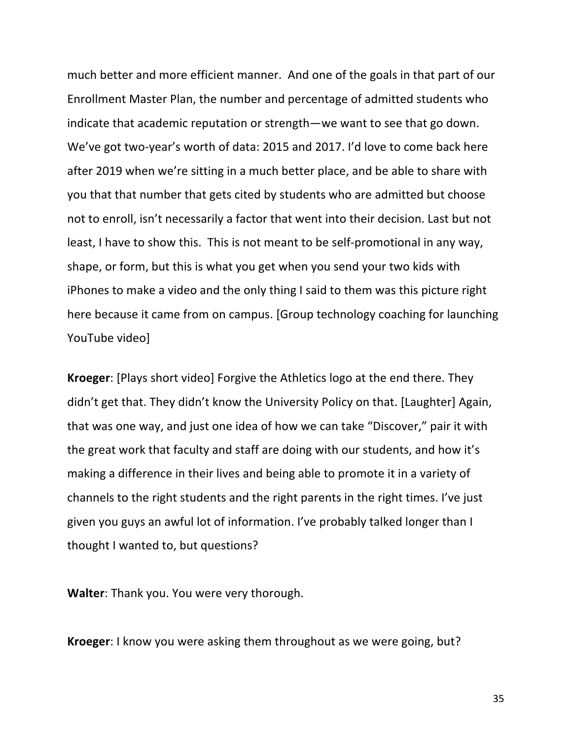much better and more efficient manner. And one of the goals in that part of our Enrollment Master Plan, the number and percentage of admitted students who indicate that academic reputation or strength—we want to see that go down. We've got two-year's worth of data: 2015 and 2017. I'd love to come back here after 2019 when we're sitting in a much better place, and be able to share with you that that number that gets cited by students who are admitted but choose not to enroll, isn't necessarily a factor that went into their decision. Last but not least, I have to show this. This is not meant to be self-promotional in any way, shape, or form, but this is what you get when you send your two kids with iPhones to make a video and the only thing I said to them was this picture right here because it came from on campus. [Group technology coaching for launching YouTube video]

**Kroeger**: [Plays short video] Forgive the Athletics logo at the end there. They didn't get that. They didn't know the University Policy on that. [Laughter] Again, that was one way, and just one idea of how we can take "Discover," pair it with the great work that faculty and staff are doing with our students, and how it's making a difference in their lives and being able to promote it in a variety of channels to the right students and the right parents in the right times. I've just given you guys an awful lot of information. I've probably talked longer than I thought I wanted to, but questions?

**Walter**: Thank you. You were very thorough.

**Kroeger**: I know you were asking them throughout as we were going, but?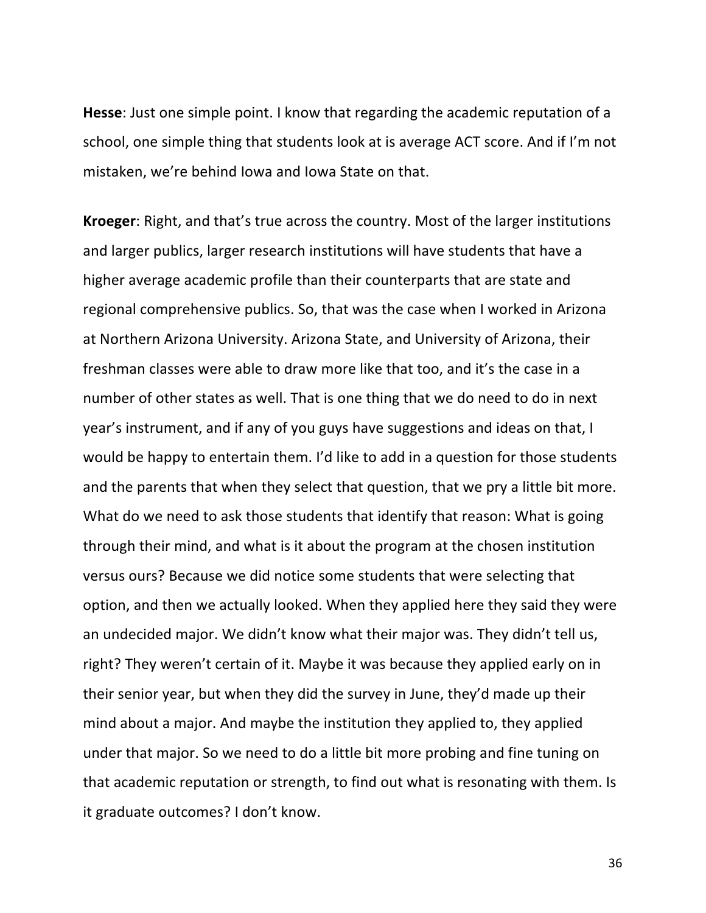**Hesse**: Just one simple point. I know that regarding the academic reputation of a school, one simple thing that students look at is average ACT score. And if I'm not mistaken, we're behind Iowa and Iowa State on that.

**Kroeger**: Right, and that's true across the country. Most of the larger institutions and larger publics, larger research institutions will have students that have a higher average academic profile than their counterparts that are state and regional comprehensive publics. So, that was the case when I worked in Arizona at Northern Arizona University. Arizona State, and University of Arizona, their freshman classes were able to draw more like that too, and it's the case in a number of other states as well. That is one thing that we do need to do in next year's instrument, and if any of you guys have suggestions and ideas on that, I would be happy to entertain them. I'd like to add in a question for those students and the parents that when they select that question, that we pry a little bit more. What do we need to ask those students that identify that reason: What is going through their mind, and what is it about the program at the chosen institution versus ours? Because we did notice some students that were selecting that option, and then we actually looked. When they applied here they said they were an undecided major. We didn't know what their major was. They didn't tell us, right? They weren't certain of it. Maybe it was because they applied early on in their senior year, but when they did the survey in June, they'd made up their mind about a major. And maybe the institution they applied to, they applied under that major. So we need to do a little bit more probing and fine tuning on that academic reputation or strength, to find out what is resonating with them. Is it graduate outcomes? I don't know.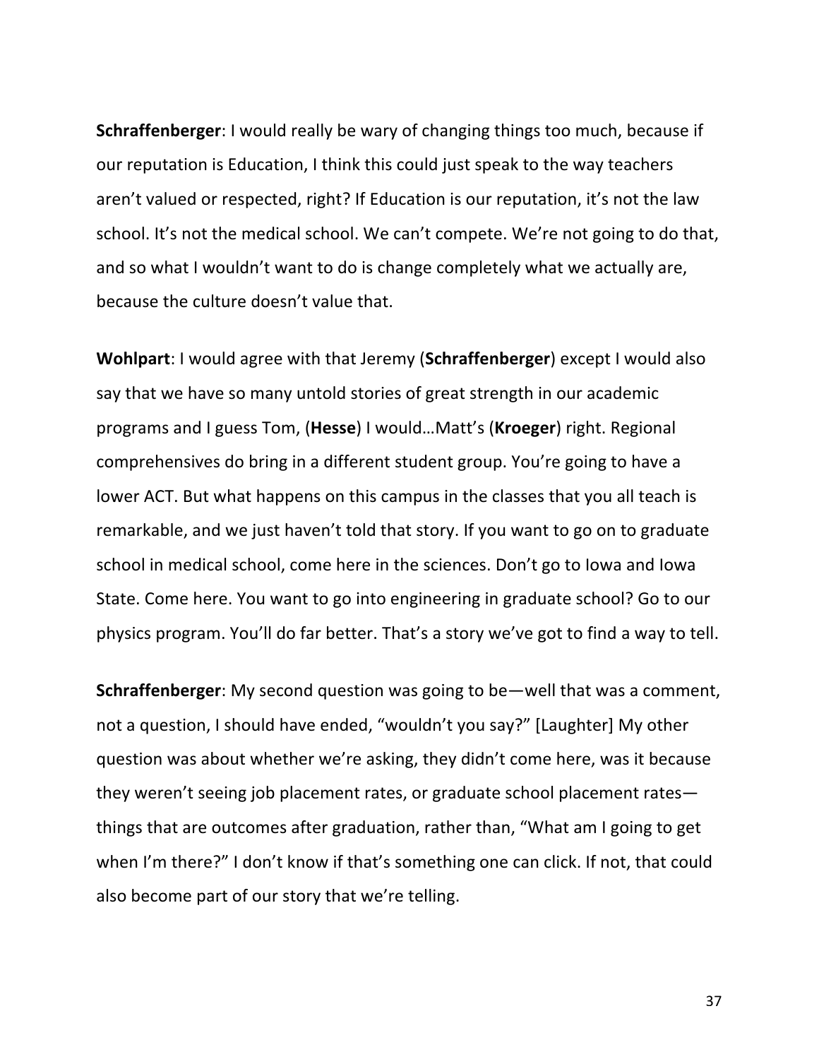**Schraffenberger**: I would really be wary of changing things too much, because if our reputation is Education, I think this could just speak to the way teachers aren't valued or respected, right? If Education is our reputation, it's not the law school. It's not the medical school. We can't compete. We're not going to do that, and so what I wouldn't want to do is change completely what we actually are, because the culture doesn't value that.

**Wohlpart**: I would agree with that Jeremy (**Schraffenberger**) except I would also say that we have so many untold stories of great strength in our academic programs and I guess Tom, (**Hesse**) I would…Matt's (**Kroeger**) right. Regional comprehensives do bring in a different student group. You're going to have a lower ACT. But what happens on this campus in the classes that you all teach is remarkable, and we just haven't told that story. If you want to go on to graduate school in medical school, come here in the sciences. Don't go to Iowa and Iowa State. Come here. You want to go into engineering in graduate school? Go to our physics program. You'll do far better. That's a story we've got to find a way to tell.

**Schraffenberger**: My second question was going to be—well that was a comment, not a question, I should have ended, "wouldn't you say?" [Laughter] My other question was about whether we're asking, they didn't come here, was it because they weren't seeing job placement rates, or graduate school placement rates—things that are outcomes after graduation, rather than, "What am I going to get when I'm there?" I don't know if that's something one can click. If not, that could also become part of our story that we're telling.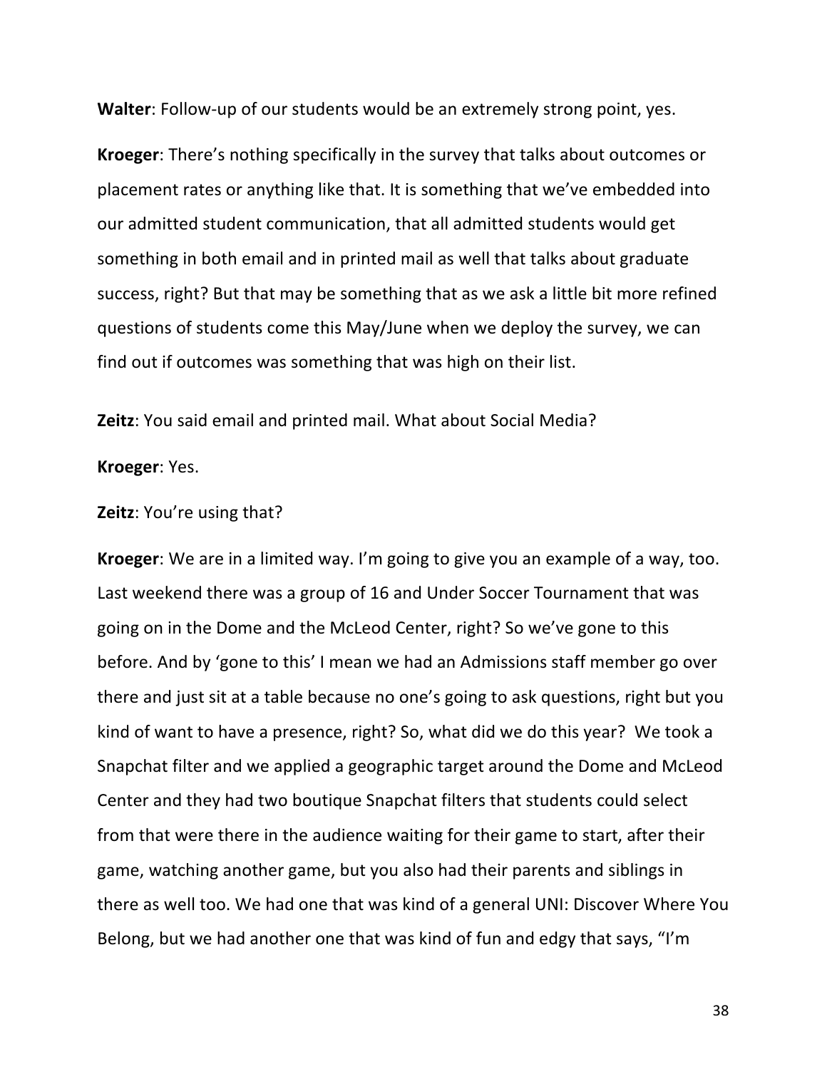**Walter**: Follow-up of our students would be an extremely strong point, yes.

**Kroeger**: There's nothing specifically in the survey that talks about outcomes or placement rates or anything like that. It is something that we've embedded into our admitted student communication, that all admitted students would get something in both email and in printed mail as well that talks about graduate success, right? But that may be something that as we ask a little bit more refined questions of students come this May/June when we deploy the survey, we can find out if outcomes was something that was high on their list.

**Zeitz**: You said email and printed mail. What about Social Media?

**Kroeger**: Yes.

**Zeitz**: You're using that?

**Kroeger**: We are in a limited way. I'm going to give you an example of a way, too. Last weekend there was a group of 16 and Under Soccer Tournament that was going on in the Dome and the McLeod Center, right? So we've gone to this before. And by 'gone to this' I mean we had an Admissions staff member go over there and just sit at a table because no one's going to ask questions, right but you kind of want to have a presence, right? So, what did we do this year? We took a Snapchat filter and we applied a geographic target around the Dome and McLeod Center and they had two boutique Snapchat filters that students could select from that were there in the audience waiting for their game to start, after their game, watching another game, but you also had their parents and siblings in there as well too. We had one that was kind of a general UNI: Discover Where You Belong, but we had another one that was kind of fun and edgy that says, "I'm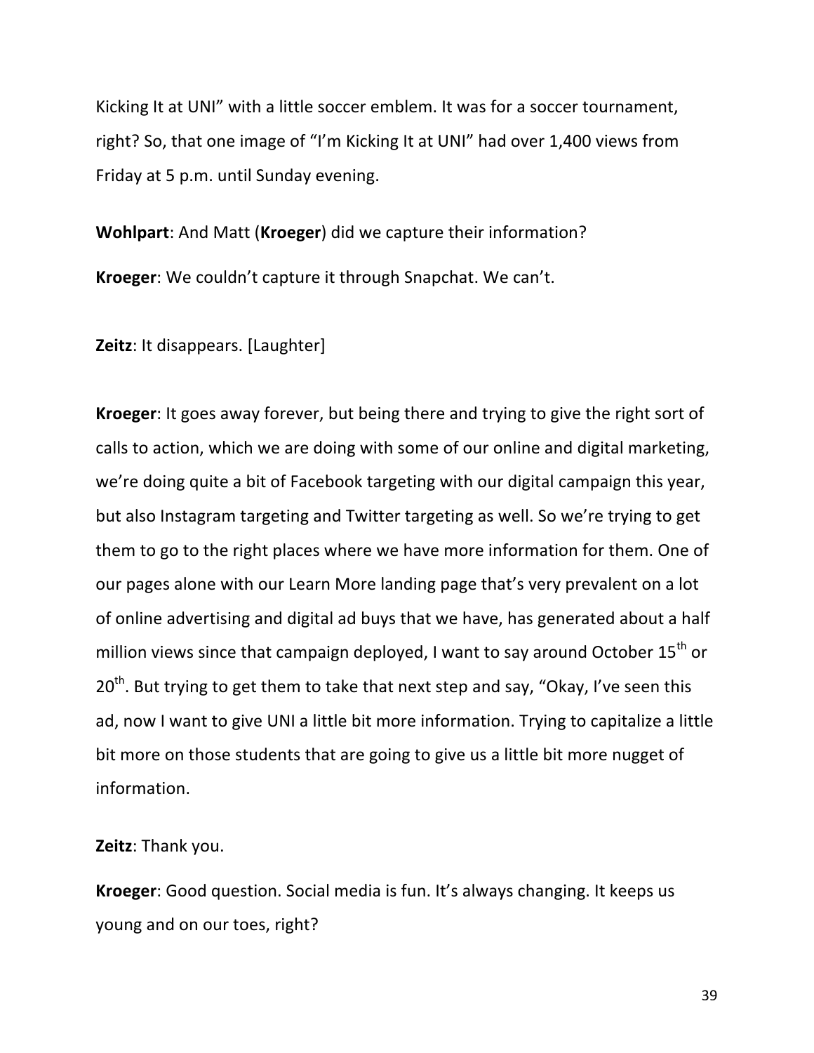Kicking It at UNI" with a little soccer emblem. It was for a soccer tournament, right? So, that one image of "I'm Kicking It at UNI" had over 1,400 views from Friday at 5 p.m. until Sunday evening.

**Wohlpart**: And Matt (**Kroeger**) did we capture their information?

**Kroeger**: We couldn't capture it through Snapchat. We can't.

**Zeitz**: It disappears. [Laughter]

**Kroeger**: It goes away forever, but being there and trying to give the right sort of calls to action, which we are doing with some of our online and digital marketing, we're doing quite a bit of Facebook targeting with our digital campaign this year, but also Instagram targeting and Twitter targeting as well. So we're trying to get them to go to the right places where we have more information for them. One of our pages alone with our Learn More landing page that's very prevalent on a lot of online advertising and digital ad buys that we have, has generated about a half million views since that campaign deployed, I want to say around October 15th or 20th. But trying to get them to take that next step and say, "Okay, I've seen this ad, now I want to give UNI a little bit more information. Trying to capitalize a little bit more on those students that are going to give us a little bit more nugget of information.

**Zeitz**: Thank you.

**Kroeger**: Good question. Social media is fun. It's always changing. It keeps us young and on our toes, right?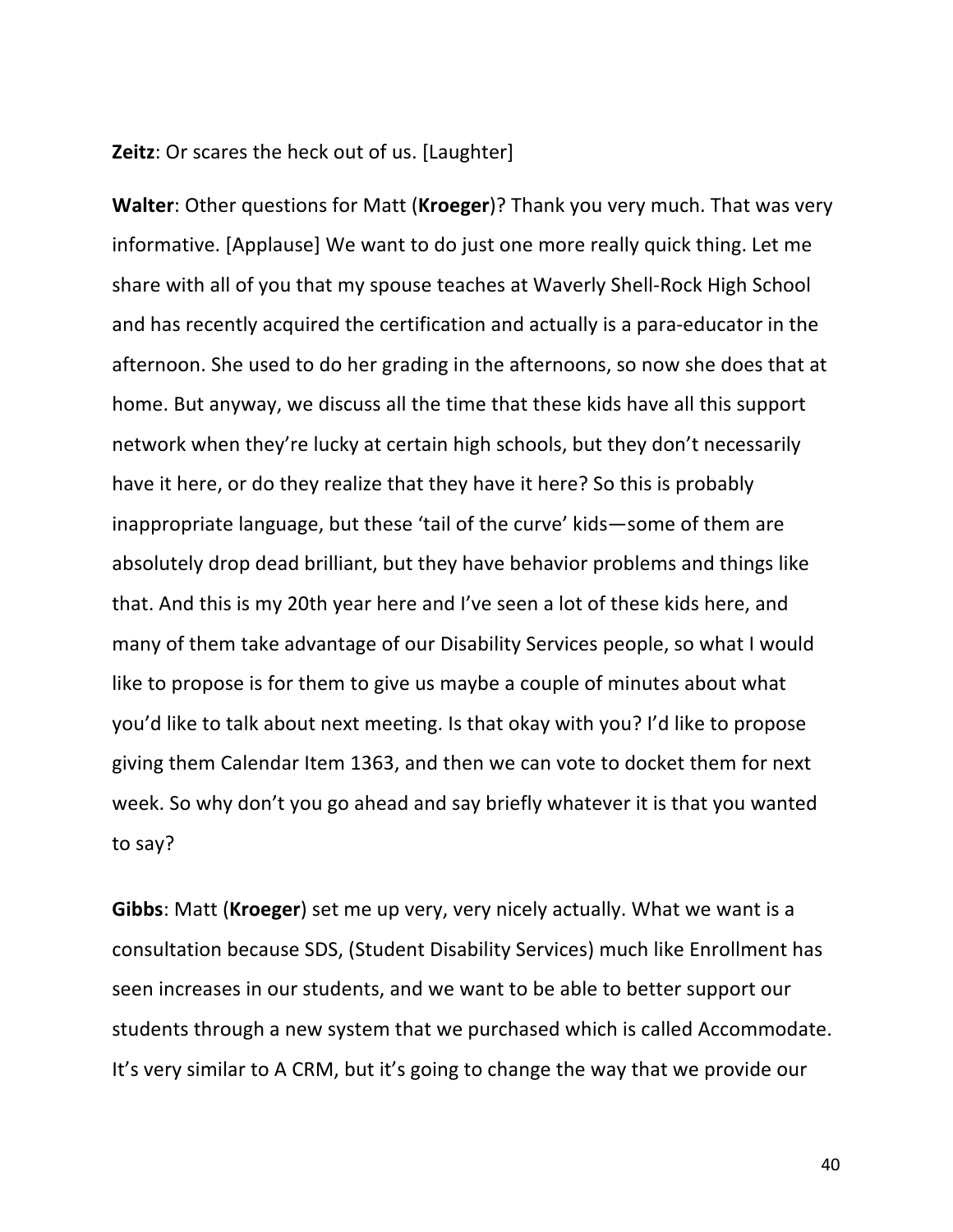**Zeitz**: Or scares the heck out of us. [Laughter]

**Walter**: Other questions for Matt (**Kroeger**)? Thank you very much. That was very informative. [Applause] We want to do just one more really quick thing. Let me share with all of you that my spouse teaches at Waverly Shell-Rock High School and has recently acquired the certification and actually is a para-educator in the afternoon. She used to do her grading in the afternoons, so now she does that at home. But anyway, we discuss all the time that these kids have all this support network when they're lucky at certain high schools, but they don't necessarily have it here, or do they realize that they have it here? So this is probably inappropriate language, but these 'tail of the curve' kids—some of them are absolutely drop dead brilliant, but they have behavior problems and things like that. And this is my 20th year here and I've seen a lot of these kids here, and many of them take advantage of our Disability Services people, so what I would like to propose is for them to give us maybe a couple of minutes about what you'd like to talk about next meeting. Is that okay with you? I'd like to propose giving them Calendar Item 1363, and then we can vote to docket them for next week. So why don't you go ahead and say briefly whatever it is that you wanted to say?

**Gibbs**: Matt (**Kroeger**) set me up very, very nicely actually. What we want is a consultation because SDS, (Student Disability Services) much like Enrollment has seen increases in our students, and we want to be able to better support our students through a new system that we purchased which is called Accommodate. It's very similar to A CRM, but it's going to change the way that we provide our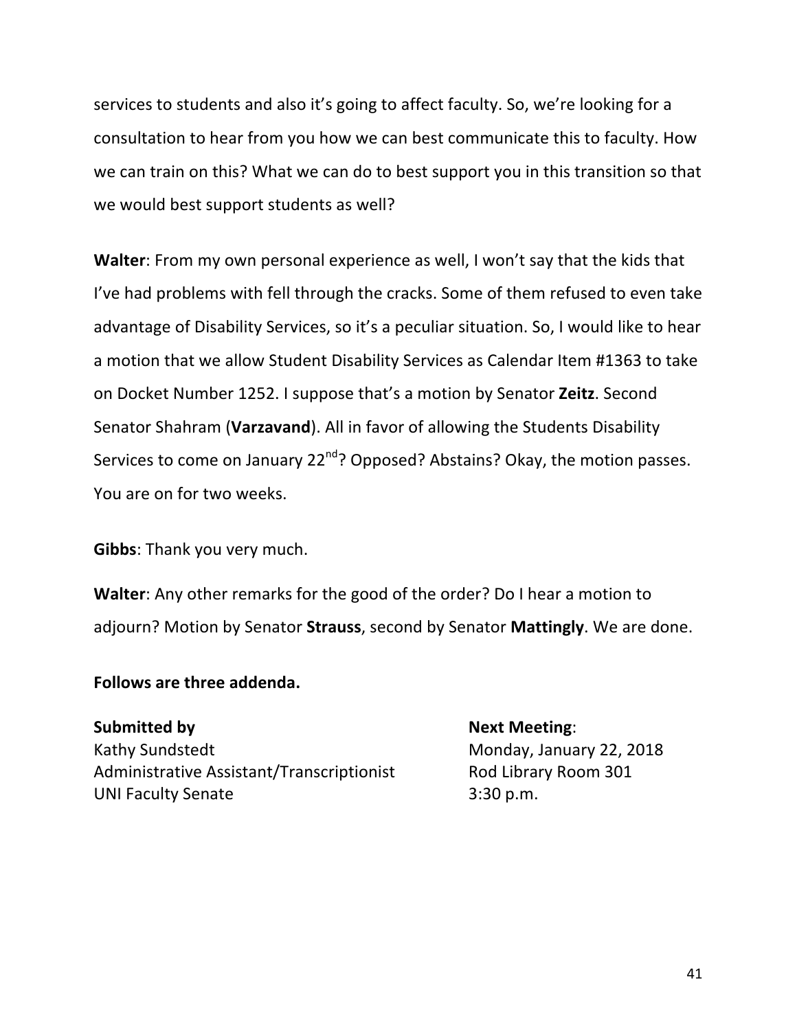services to students and also it's going to affect faculty. So, we're looking for a consultation to hear from you how we can best communicate this to faculty. How we can train on this? What we can do to best support you in this transition so that we would best support students as well?

**Walter**: From my own personal experience as well, I won't say that the kids that I've had problems with fell through the cracks. Some of them refused to even take advantage of Disability Services, so it's a peculiar situation. So, I would like to hear a motion that we allow Student Disability Services as Calendar Item #1363 to take on Docket Number 1252. I suppose that's a motion by Senator **Zeitz**. Second Senator Shahram (**Varzavand**). All in favor of allowing the Students Disability Services to come on January 22nd? Opposed? Abstains? Okay, the motion passes. You are on for two weeks.

**Gibbs**: Thank you very much.

**Walter**: Any other remarks for the good of the order? Do I hear a motion to adjourn? Motion by Senator **Strauss**, second by Senator **Mattingly**. We are done.

**Follows are three addenda.**

**Submitted by**
Kathy Sundstedt
Administrative Assistant/Transcriptionist
UNI Faculty Senate

**Next Meeting**:
Monday, January 22, 2018
Rod Library Room 301
3:30 p.m.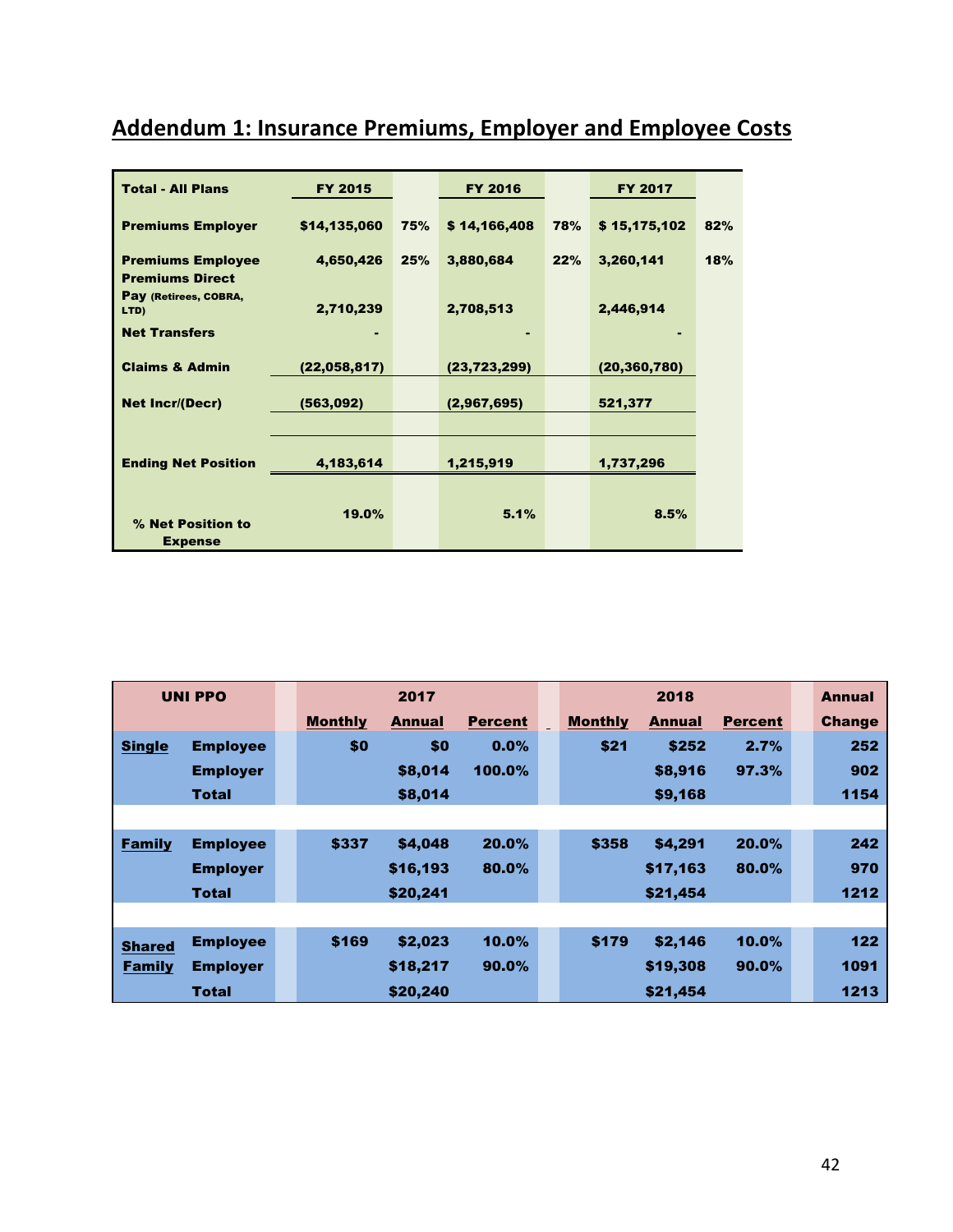## Addendum 1: Insurance Premiums, Employer and Employee Costs

| Total - All Plans | FY 2015 | | FY 2016 | | FY 2017 | |
|---|---|---|---|---|---|---|
| Premiums Employer | $14,135,060 | 75% | $ 14,166,408 | 78% | $ 15,175,102 | 82% |
| Premiums Employee | 4,650,426 | 25% | 3,880,684 | 22% | 3,260,141 | 18% |
| Premiums Direct Pay (Retirees, COBRA, LTD) | 2,710,239 | | 2,708,513 | | 2,446,914 | |
| Net Transfers | - | | - | | - | |
| Claims & Admin | (22,058,817) | | (23,723,299) | | (20,360,780) | |
| Net Incr/(Decr) | (563,092) | | (2,967,695) | | 521,377 | |
| Ending Net Position | 4,183,614 | | 1,215,919 | | 1,737,296 | |
| % Net Position to Expense | 19.0% | | 5.1% | | 8.5% | |

| UNI PPO | | 2017 | | | 2018 | | | Annual |
|---|---|---|---|---|---|---|---|---|
| | | Monthly | Annual | Percent | Monthly | Annual | Percent | Change |
| Single | Employee | $0 | $0 | 0.0% | $21 | $252 | 2.7% | 252 |
| | Employer | | $8,014 | 100.0% | | $8,916 | 97.3% | 902 |
| | Total | | $8,014 | | | $9,168 | | 1154 |
| Family | Employee | $337 | $4,048 | 20.0% | $358 | $4,291 | 20.0% | 242 |
| | Employer | | $16,193 | 80.0% | | $17,163 | 80.0% | 970 |
| | Total | | $20,241 | | | $21,454 | | 1212 |
| Shared Family | Employee | $169 | $2,023 | 10.0% | $179 | $2,146 | 10.0% | 122 |
| | Employer | | $18,217 | 90.0% | | $19,308 | 90.0% | 1091 |
| | Total | | $20,240 | | | $21,454 | | 1213 |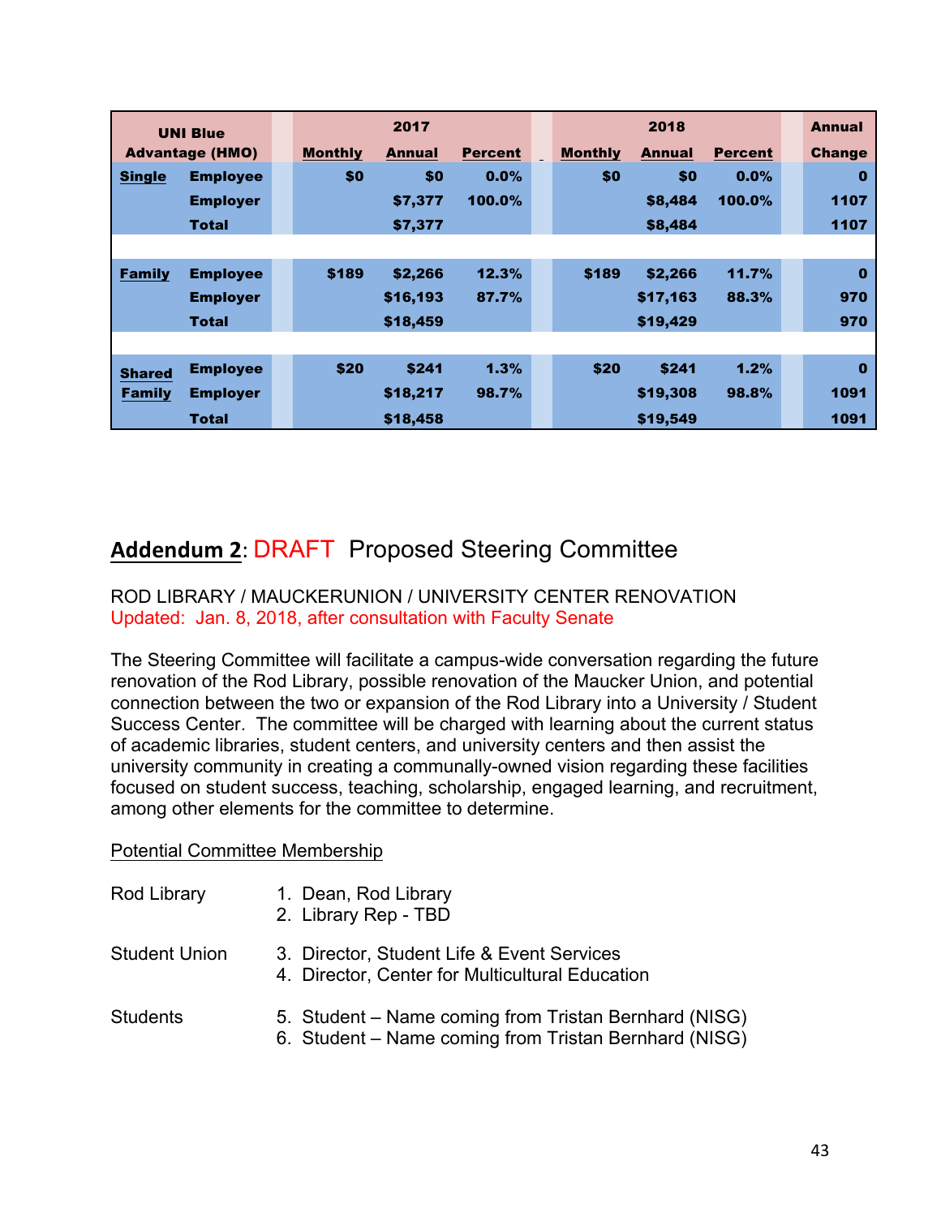| UNI Blue Advantage (HMO) | | 2017 Monthly | 2017 Annual | 2017 Percent | 2018 Monthly | 2018 Annual | 2018 Percent | Annual Change |
|---|---|---|---|---|---|---|---|---|
| **Single** | Employee | $0 | $0 | 0.0% | $0 | $0 | 0.0% | 0 |
| | Employer | | $7,377 | 100.0% | | $8,484 | 100.0% | 1107 |
| | Total | | $7,377 | | | $8,484 | | 1107 |
| | | | | | | | | |
| **Family** | Employee | $189 | $2,266 | 12.3% | $189 | $2,266 | 11.7% | 0 |
| | Employer | | $16,193 | 87.7% | | $17,163 | 88.3% | 970 |
| | Total | | $18,459 | | | $19,429 | | 970 |
| | | | | | | | | |
| **Shared Family** | Employee | $20 | $241 | 1.3% | $20 | $241 | 1.2% | 0 |
| | Employer | | $18,217 | 98.7% | | $19,308 | 98.8% | 1091 |
| | Total | | $18,458 | | | $19,549 | | 1091 |

## **Addendum 2**: DRAFT Proposed Steering Committee

ROD LIBRARY / MAUCKERUNION / UNIVERSITY CENTER RENOVATION

Updated: Jan. 8, 2018, after consultation with Faculty Senate

The Steering Committee will facilitate a campus-wide conversation regarding the future renovation of the Rod Library, possible renovation of the Maucker Union, and potential connection between the two or expansion of the Rod Library into a University / Student Success Center. The committee will be charged with learning about the current status of academic libraries, student centers, and university centers and then assist the university community in creating a communally-owned vision regarding these facilities focused on student success, teaching, scholarship, engaged learning, and recruitment, among other elements for the committee to determine.

Potential Committee Membership

Rod Library

1. Dean, Rod Library
2. Library Rep - TBD

Student Union

3. Director, Student Life & Event Services
4. Director, Center for Multicultural Education

Students

5. Student – Name coming from Tristan Bernhard (NISG)
6. Student – Name coming from Tristan Bernhard (NISG)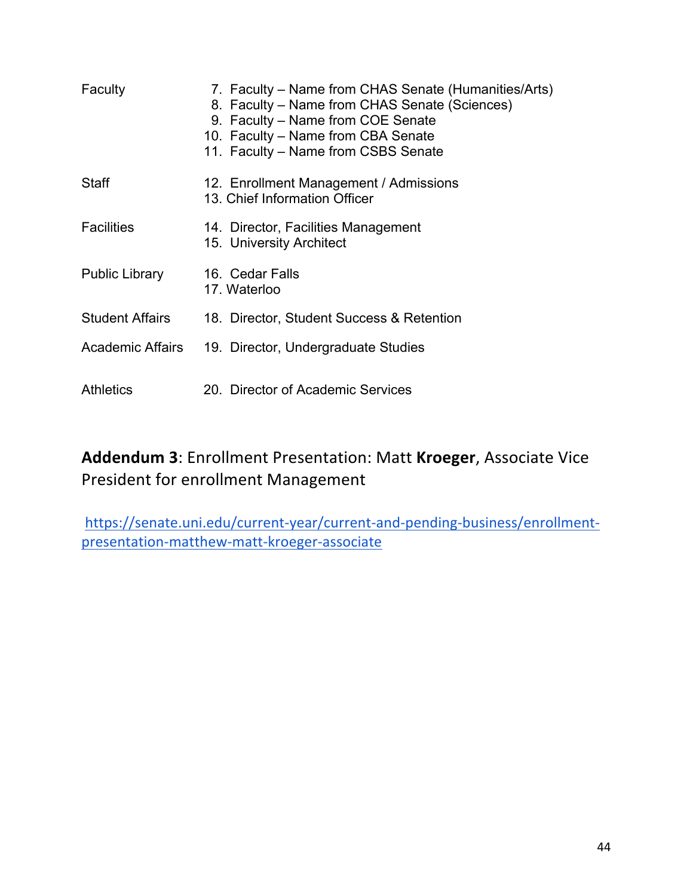| | |
|---|---|
| Faculty | 7. Faculty – Name from CHAS Senate (Humanities/Arts)<br>8. Faculty – Name from CHAS Senate (Sciences)<br>9. Faculty – Name from COE Senate<br>10. Faculty – Name from CBA Senate<br>11. Faculty – Name from CSBS Senate |
| Staff | 12. Enrollment Management / Admissions<br>13. Chief Information Officer |
| Facilities | 14. Director, Facilities Management<br>15. University Architect |
| Public Library | 16. Cedar Falls<br>17. Waterloo |
| Student Affairs | 18. Director, Student Success & Retention |
| Academic Affairs | 19. Director, Undergraduate Studies |
| Athletics | 20. Director of Academic Services |

**Addendum 3**: Enrollment Presentation: Matt **Kroeger**, Associate Vice President for enrollment Management

[https://senate.uni.edu/current-year/current-and-pending-business/enrollment-presentation-matthew-matt-kroeger-associate](https://senate.uni.edu/current-year/current-and-pending-business/enrollment-presentation-matthew-matt-kroeger-associate)